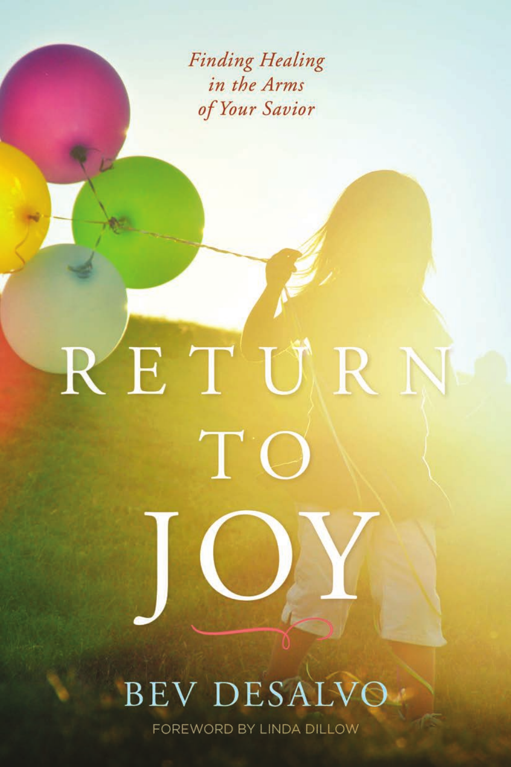*Finding Healing in the Arms of Your Savior*

# RETURN TO JOY

BEV DESALVO

FOREWORD BY LINDA DILLOW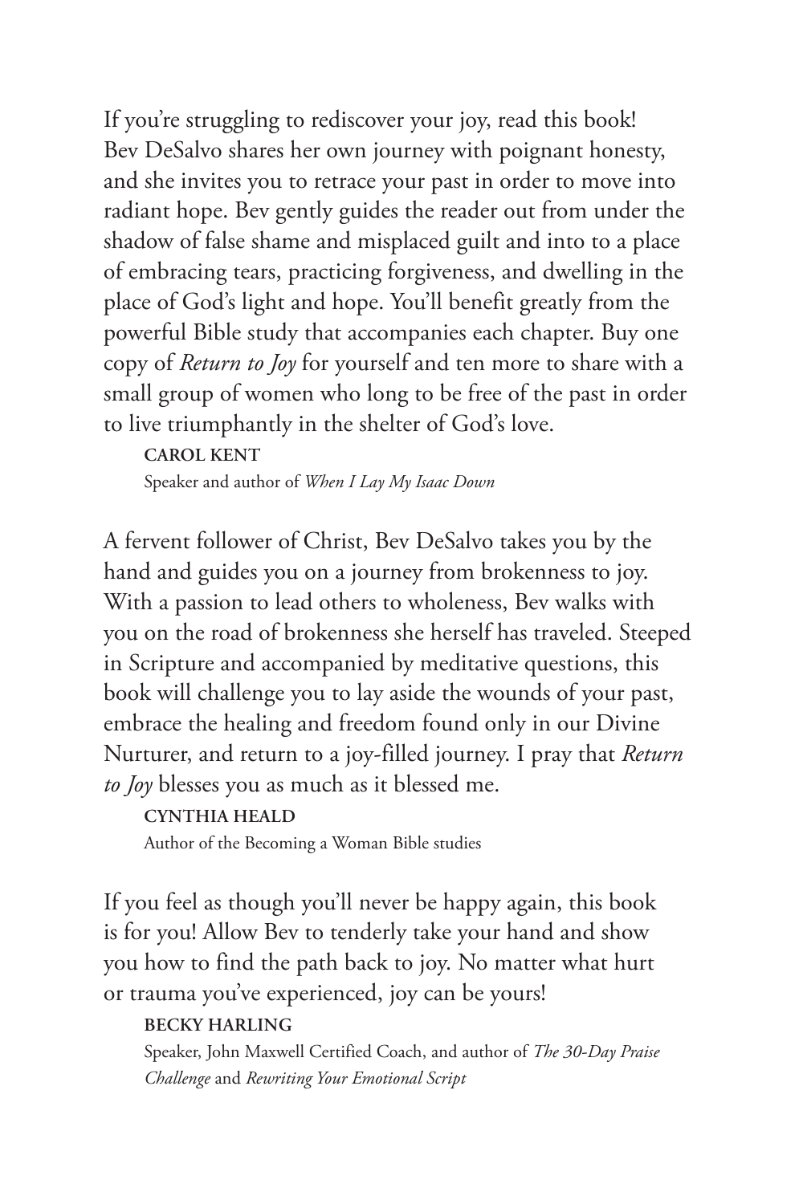If you're struggling to rediscover your joy, read this book! Bev DeSalvo shares her own journey with poignant honesty, and she invites you to retrace your past in order to move into radiant hope. Bev gently guides the reader out from under the shadow of false shame and misplaced guilt and into to a place of embracing tears, practicing forgiveness, and dwelling in the place of God's light and hope. You'll benefit greatly from the powerful Bible study that accompanies each chapter. Buy one copy of *Return to Joy* for yourself and ten more to share with a small group of women who long to be free of the past in order to live triumphantly in the shelter of God's love.

**CAROL KENT**
Speaker and author of *When I Lay My Isaac Down*

A fervent follower of Christ, Bev DeSalvo takes you by the hand and guides you on a journey from brokenness to joy. With a passion to lead others to wholeness, Bev walks with you on the road of brokenness she herself has traveled. Steeped in Scripture and accompanied by meditative questions, this book will challenge you to lay aside the wounds of your past, embrace the healing and freedom found only in our Divine Nurturer, and return to a joy-filled journey. I pray that *Return to Joy* blesses you as much as it blessed me.

**CYNTHIA HEALD**
Author of the Becoming a Woman Bible studies

If you feel as though you'll never be happy again, this book is for you! Allow Bev to tenderly take your hand and show you how to find the path back to joy. No matter what hurt or trauma you've experienced, joy can be yours!

**BECKY HARLING**
Speaker, John Maxwell Certified Coach, and author of *The 30-Day Praise Challenge* and *Rewriting Your Emotional Script*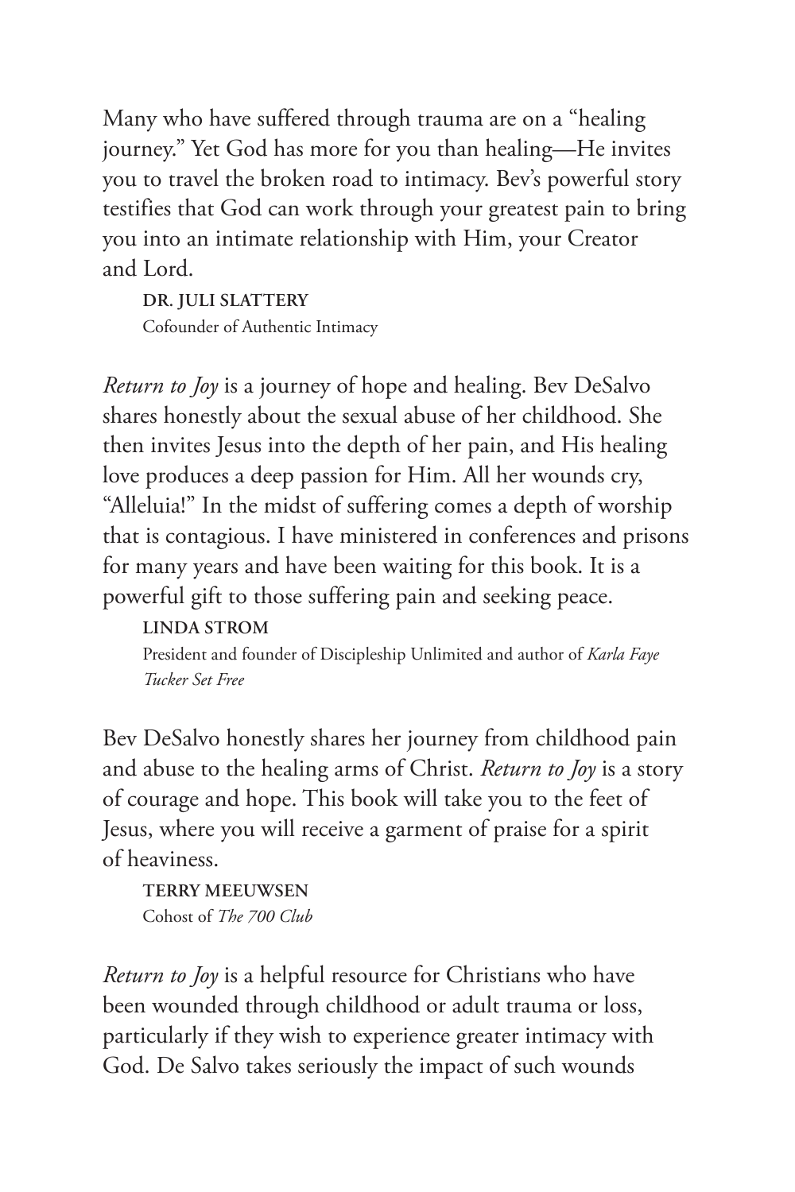Many who have suffered through trauma are on a "healing journey." Yet God has more for you than healing—He invites you to travel the broken road to intimacy. Bev's powerful story testifies that God can work through your greatest pain to bring you into an intimate relationship with Him, your Creator and Lord.

**DR. JULI SLATTERY**
Cofounder of Authentic Intimacy

*Return to Joy* is a journey of hope and healing. Bev DeSalvo shares honestly about the sexual abuse of her childhood. She then invites Jesus into the depth of her pain, and His healing love produces a deep passion for Him. All her wounds cry, "Alleluia!" In the midst of suffering comes a depth of worship that is contagious. I have ministered in conferences and prisons for many years and have been waiting for this book. It is a powerful gift to those suffering pain and seeking peace.

**LINDA STROM**
President and founder of Discipleship Unlimited and author of *Karla Faye Tucker Set Free*

Bev DeSalvo honestly shares her journey from childhood pain and abuse to the healing arms of Christ. *Return to Joy* is a story of courage and hope. This book will take you to the feet of Jesus, where you will receive a garment of praise for a spirit of heaviness.

**TERRY MEEUWSEN**
Cohost of *The 700 Club*

*Return to Joy* is a helpful resource for Christians who have been wounded through childhood or adult trauma or loss, particularly if they wish to experience greater intimacy with God. De Salvo takes seriously the impact of such wounds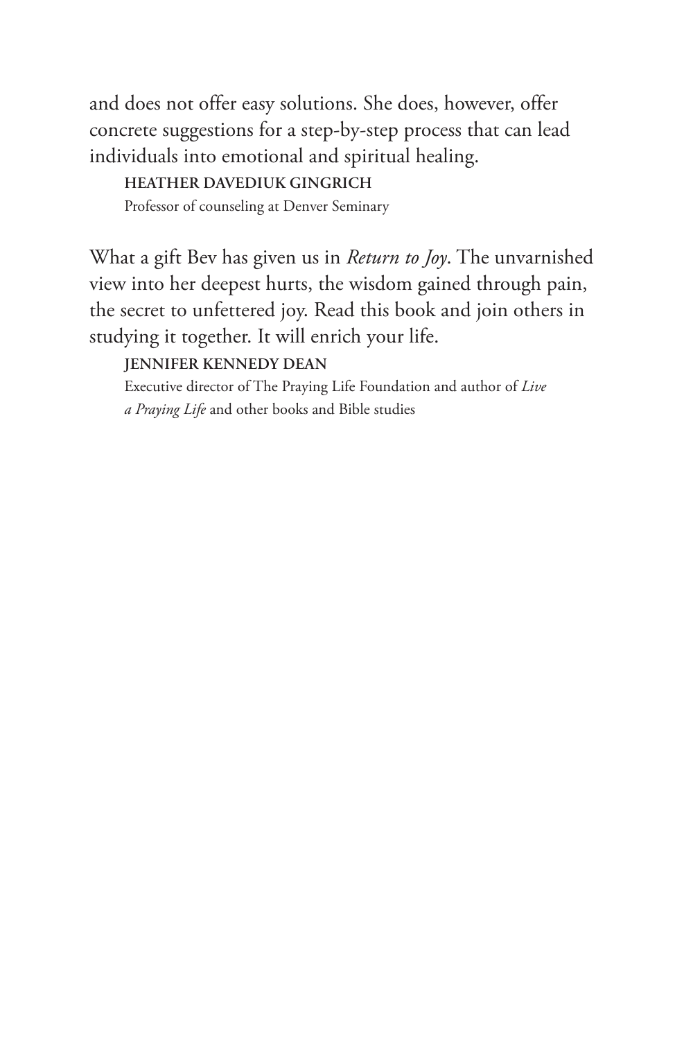and does not offer easy solutions. She does, however, offer concrete suggestions for a step-by-step process that can lead individuals into emotional and spiritual healing.

**HEATHER DAVEDIUK GINGRICH**
Professor of counseling at Denver Seminary

What a gift Bev has given us in *Return to Joy*. The unvarnished view into her deepest hurts, the wisdom gained through pain, the secret to unfettered joy. Read this book and join others in studying it together. It will enrich your life.

**JENNIFER KENNEDY DEAN**
Executive director of The Praying Life Foundation and author of *Live a Praying Life* and other books and Bible studies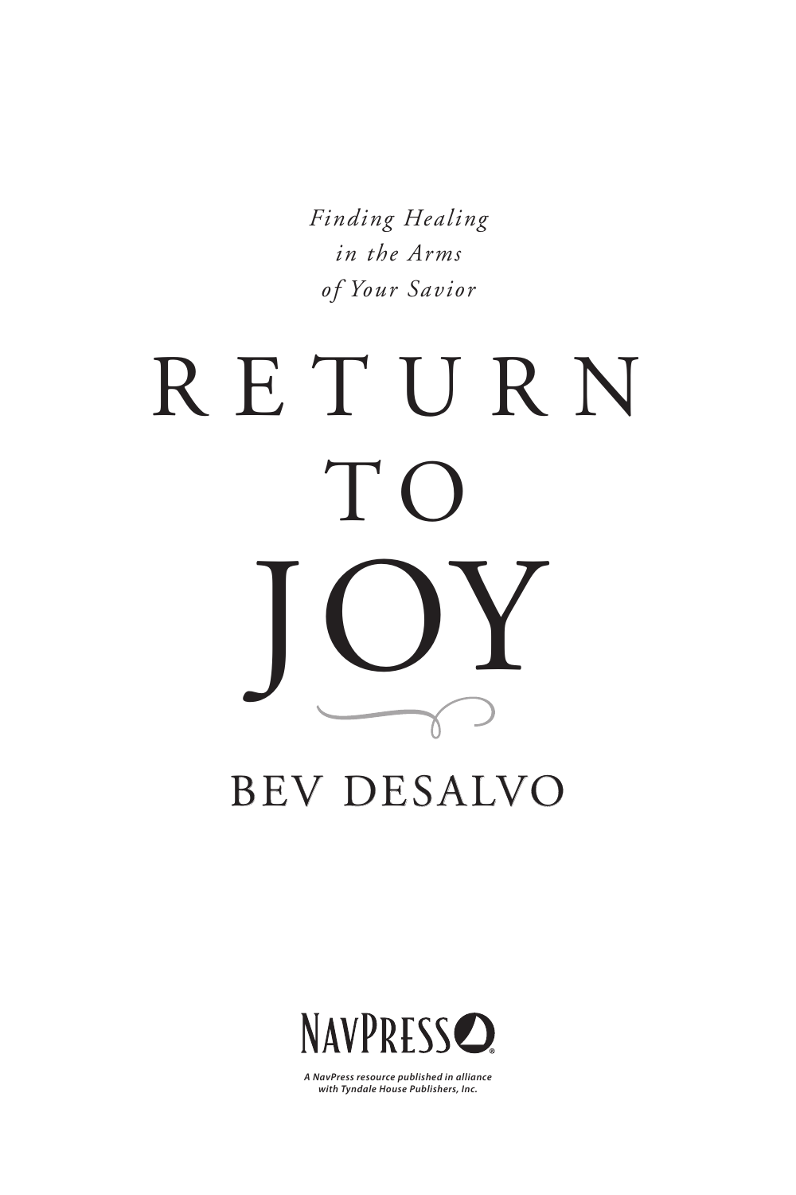*Finding Healing*
*in the Arms*
*of Your Savior*

# RETURN TO JOY

## BEV DESALVO

NAVPRESS

***A NavPress resource published in alliance with Tyndale House Publishers, Inc.***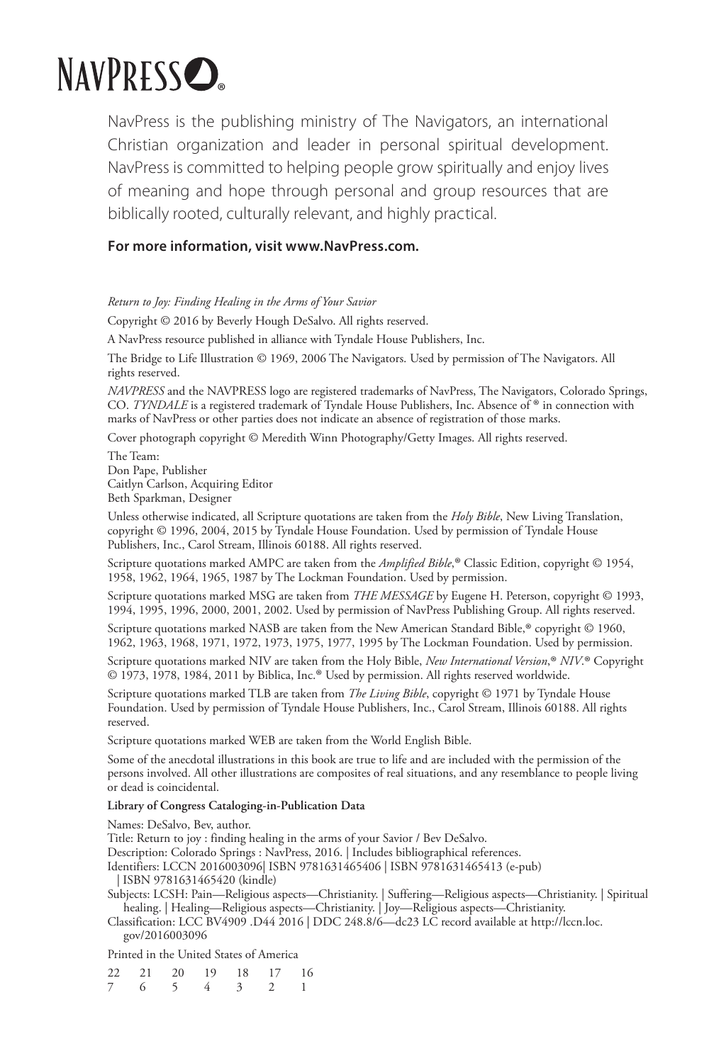NAVPRESS®

NavPress is the publishing ministry of The Navigators, an international Christian organization and leader in personal spiritual development. NavPress is committed to helping people grow spiritually and enjoy lives of meaning and hope through personal and group resources that are biblically rooted, culturally relevant, and highly practical.

**For more information, visit www.NavPress.com.**

*Return to Joy: Finding Healing in the Arms of Your Savior*

Copyright © 2016 by Beverly Hough DeSalvo. All rights reserved.

A NavPress resource published in alliance with Tyndale House Publishers, Inc.

The Bridge to Life Illustration © 1969, 2006 The Navigators. Used by permission of The Navigators. All rights reserved.

*NAVPRESS* and the NAVPRESS logo are registered trademarks of NavPress, The Navigators, Colorado Springs, CO. *TYNDALE* is a registered trademark of Tyndale House Publishers, Inc. Absence of ® in connection with marks of NavPress or other parties does not indicate an absence of registration of those marks.

Cover photograph copyright © Meredith Winn Photography/Getty Images. All rights reserved.

The Team:
Don Pape, Publisher
Caitlyn Carlson, Acquiring Editor
Beth Sparkman, Designer

Unless otherwise indicated, all Scripture quotations are taken from the *Holy Bible*, New Living Translation, copyright © 1996, 2004, 2015 by Tyndale House Foundation. Used by permission of Tyndale House Publishers, Inc., Carol Stream, Illinois 60188. All rights reserved.

Scripture quotations marked AMPC are taken from the *Amplified Bible*,® Classic Edition, copyright © 1954, 1958, 1962, 1964, 1965, 1987 by The Lockman Foundation. Used by permission.

Scripture quotations marked MSG are taken from *THE MESSAGE* by Eugene H. Peterson, copyright © 1993, 1994, 1995, 1996, 2000, 2001, 2002. Used by permission of NavPress Publishing Group. All rights reserved.

Scripture quotations marked NASB are taken from the New American Standard Bible,® copyright © 1960, 1962, 1963, 1968, 1971, 1972, 1973, 1975, 1977, 1995 by The Lockman Foundation. Used by permission.

Scripture quotations marked NIV are taken from the Holy Bible, *New International Version*,® *NIV*.® Copyright © 1973, 1978, 1984, 2011 by Biblica, Inc.® Used by permission. All rights reserved worldwide.

Scripture quotations marked TLB are taken from *The Living Bible*, copyright © 1971 by Tyndale House Foundation. Used by permission of Tyndale House Publishers, Inc., Carol Stream, Illinois 60188. All rights reserved.

Scripture quotations marked WEB are taken from the World English Bible.

Some of the anecdotal illustrations in this book are true to life and are included with the permission of the persons involved. All other illustrations are composites of real situations, and any resemblance to people living or dead is coincidental.

**Library of Congress Cataloging-in-Publication Data**

Names: DeSalvo, Bev, author.
Title: Return to joy : finding healing in the arms of your Savior / Bev DeSalvo.
Description: Colorado Springs : NavPress, 2016. | Includes bibliographical references.
Identifiers: LCCN 2016003096| ISBN 9781631465406 | ISBN 9781631465413 (e-pub) | ISBN 9781631465420 (kindle)
Subjects: LCSH: Pain—Religious aspects—Christianity. | Suffering—Religious aspects—Christianity. | Spiritual healing. | Healing—Religious aspects—Christianity. | Joy—Religious aspects—Christianity.
Classification: LCC BV4909 .D44 2016 | DDC 248.8/6—dc23 LC record available at http://lccn.loc.gov/2016003096

Printed in the United States of America

22 21 20 19 18 17 16
7 6 5 4 3 2 1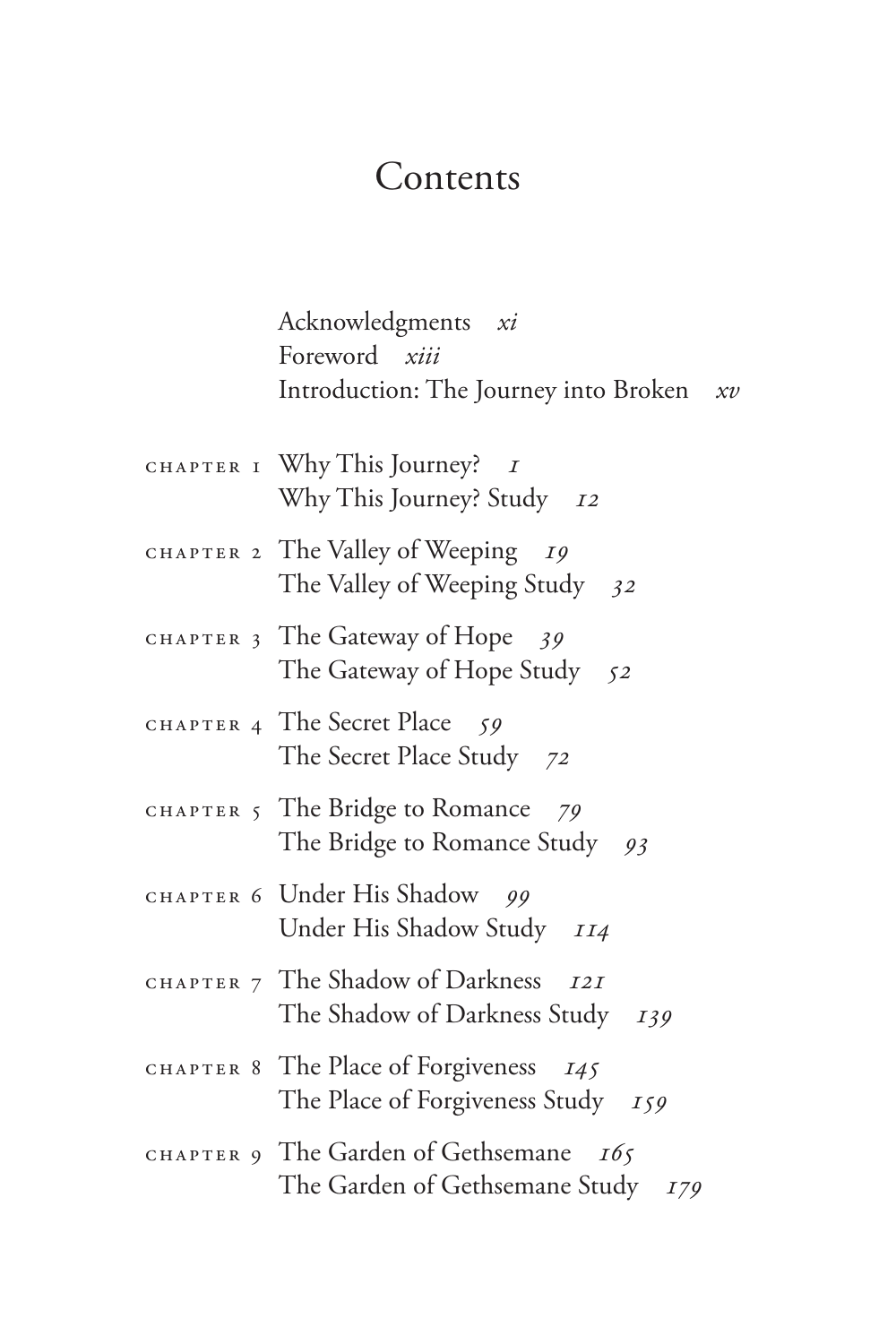# Contents

Acknowledgments *xi*
Foreword *xiii*
Introduction: The Journey into Broken *xv*

CHAPTER 1 Why This Journey? *1*
Why This Journey? Study *12*

CHAPTER 2 The Valley of Weeping *19*
The Valley of Weeping Study *32*

CHAPTER 3 The Gateway of Hope *39*
The Gateway of Hope Study *52*

CHAPTER 4 The Secret Place *59*
The Secret Place Study *72*

CHAPTER 5 The Bridge to Romance *79*
The Bridge to Romance Study *93*

CHAPTER 6 Under His Shadow *99*
Under His Shadow Study *114*

CHAPTER 7 The Shadow of Darkness *121*
The Shadow of Darkness Study *139*

CHAPTER 8 The Place of Forgiveness *145*
The Place of Forgiveness Study *159*

CHAPTER 9 The Garden of Gethsemane *165*
The Garden of Gethsemane Study *179*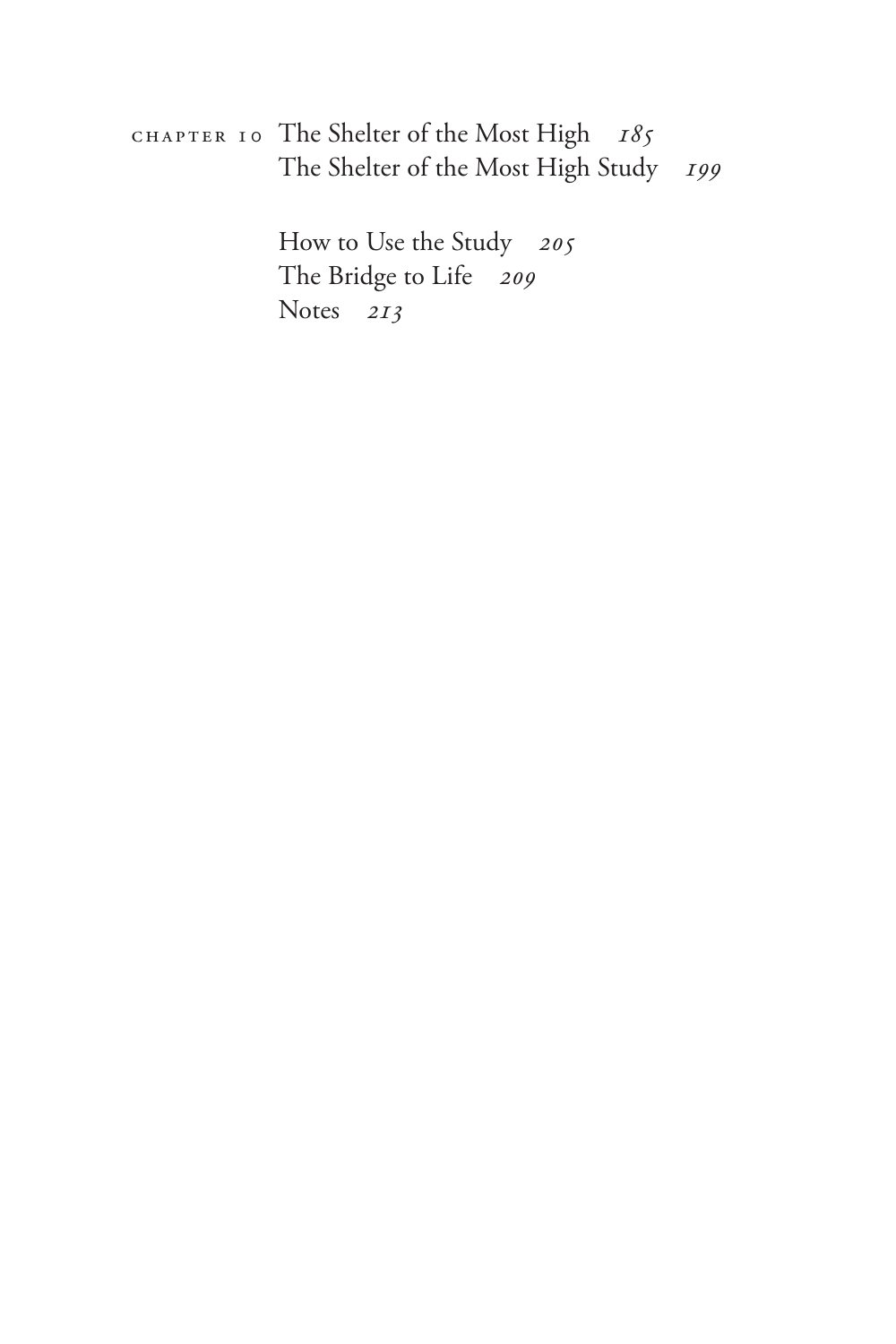CHAPTER 10 The Shelter of the Most High *185*
The Shelter of the Most High Study *199*

How to Use the Study *205*
The Bridge to Life *209*
Notes *213*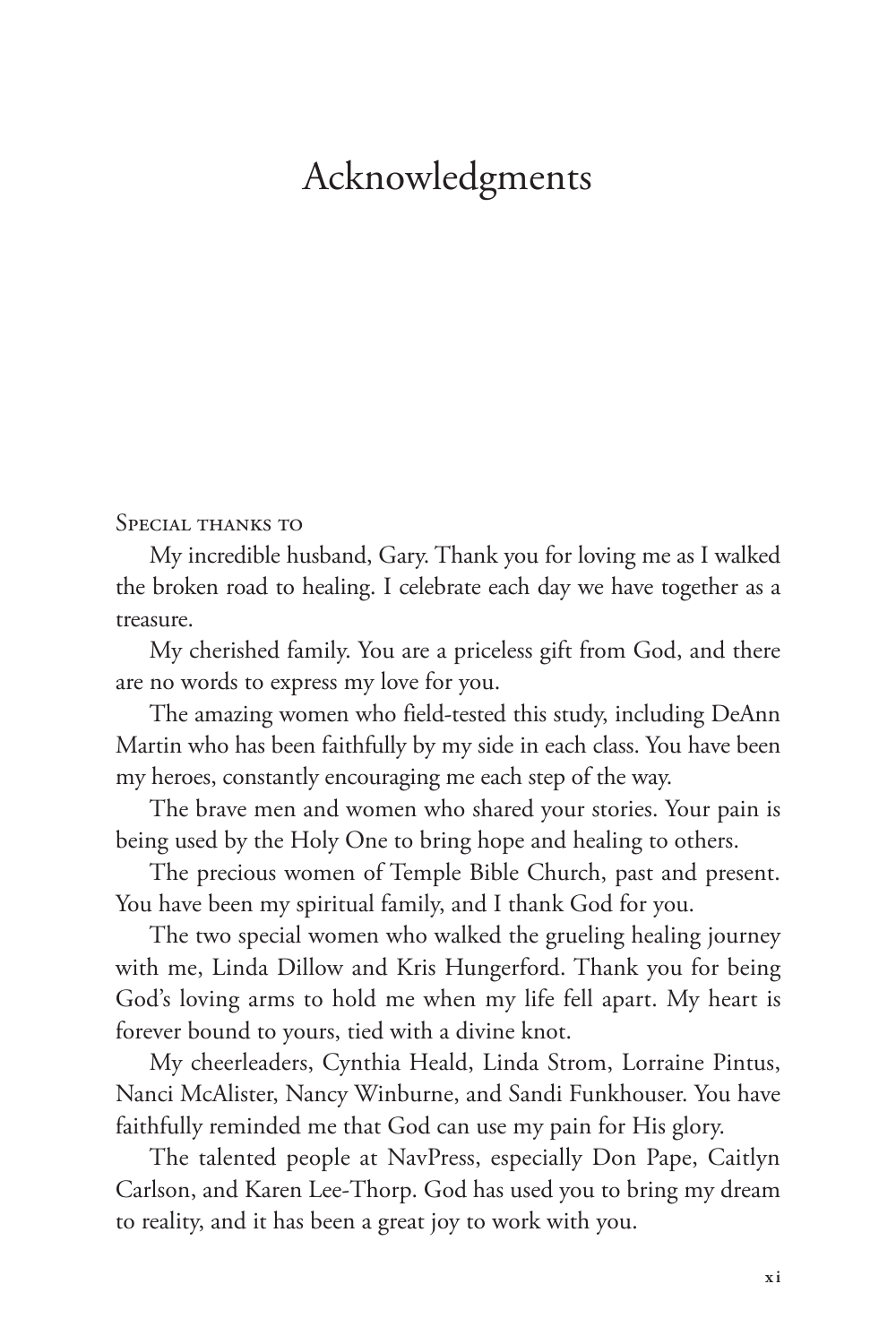# Acknowledgments

Special thanks to

My incredible husband, Gary. Thank you for loving me as I walked the broken road to healing. I celebrate each day we have together as a treasure.

My cherished family. You are a priceless gift from God, and there are no words to express my love for you.

The amazing women who field-tested this study, including DeAnn Martin who has been faithfully by my side in each class. You have been my heroes, constantly encouraging me each step of the way.

The brave men and women who shared your stories. Your pain is being used by the Holy One to bring hope and healing to others.

The precious women of Temple Bible Church, past and present. You have been my spiritual family, and I thank God for you.

The two special women who walked the grueling healing journey with me, Linda Dillow and Kris Hungerford. Thank you for being God's loving arms to hold me when my life fell apart. My heart is forever bound to yours, tied with a divine knot.

My cheerleaders, Cynthia Heald, Linda Strom, Lorraine Pintus, Nanci McAlister, Nancy Winburne, and Sandi Funkhouser. You have faithfully reminded me that God can use my pain for His glory.

The talented people at NavPress, especially Don Pape, Caitlyn Carlson, and Karen Lee-Thorp. God has used you to bring my dream to reality, and it has been a great joy to work with you.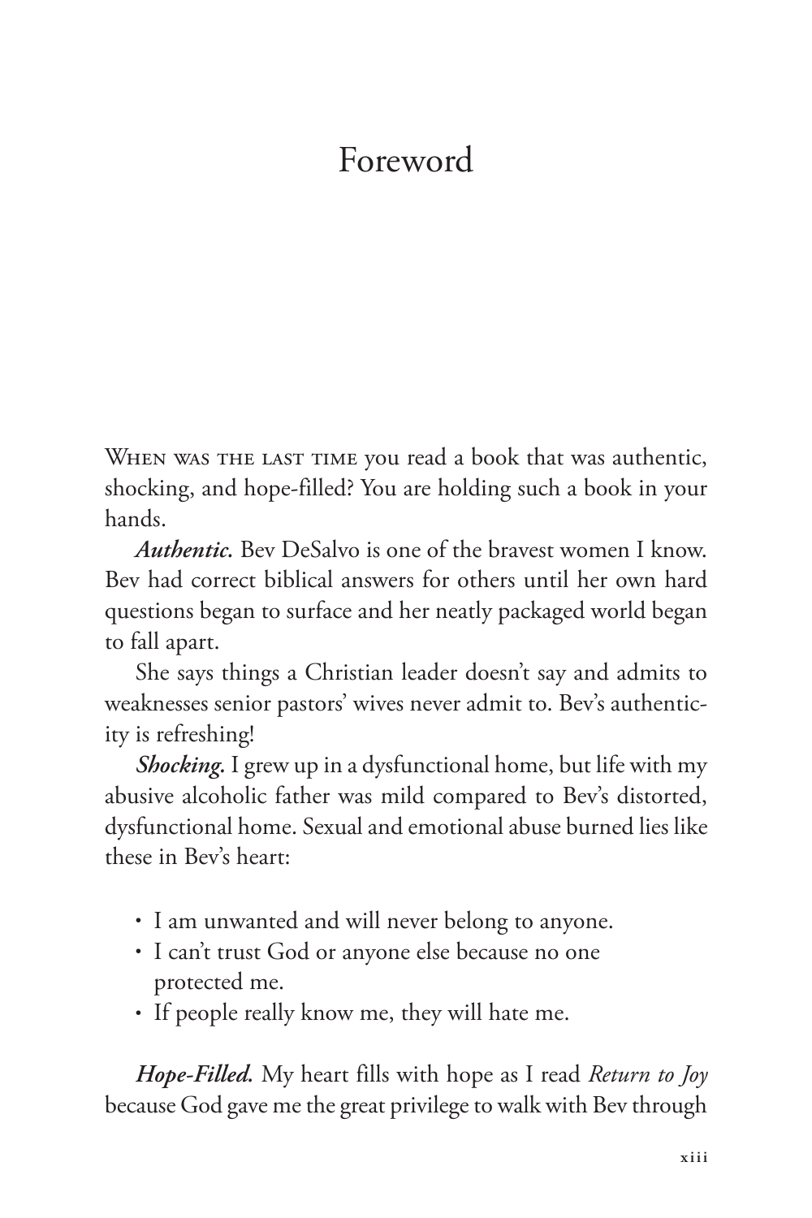# Foreword

When was the last time you read a book that was authentic, shocking, and hope-filled? You are holding such a book in your hands.

***Authentic.*** Bev DeSalvo is one of the bravest women I know. Bev had correct biblical answers for others until her own hard questions began to surface and her neatly packaged world began to fall apart.

She says things a Christian leader doesn't say and admits to weaknesses senior pastors' wives never admit to. Bev's authenticity is refreshing!

***Shocking.*** I grew up in a dysfunctional home, but life with my abusive alcoholic father was mild compared to Bev's distorted, dysfunctional home. Sexual and emotional abuse burned lies like these in Bev's heart:

- I am unwanted and will never belong to anyone.
- I can't trust God or anyone else because no one protected me.
- If people really know me, they will hate me.

***Hope-Filled.*** My heart fills with hope as I read *Return to Joy* because God gave me the great privilege to walk with Bev through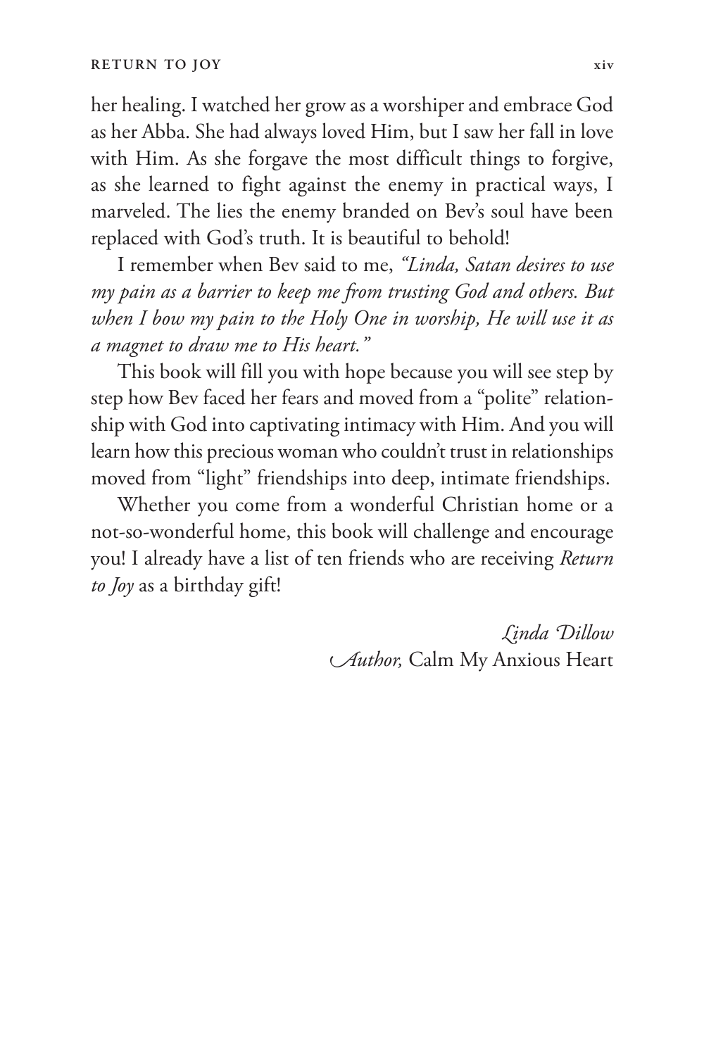her healing. I watched her grow as a worshiper and embrace God as her Abba. She had always loved Him, but I saw her fall in love with Him. As she forgave the most difficult things to forgive, as she learned to fight against the enemy in practical ways, I marveled. The lies the enemy branded on Bev's soul have been replaced with God's truth. It is beautiful to behold!

I remember when Bev said to me, *"Linda, Satan desires to use my pain as a barrier to keep me from trusting God and others. But when I bow my pain to the Holy One in worship, He will use it as a magnet to draw me to His heart."*

This book will fill you with hope because you will see step by step how Bev faced her fears and moved from a "polite" relationship with God into captivating intimacy with Him. And you will learn how this precious woman who couldn't trust in relationships moved from "light" friendships into deep, intimate friendships.

Whether you come from a wonderful Christian home or a not-so-wonderful home, this book will challenge and encourage you! I already have a list of ten friends who are receiving *Return to Joy* as a birthday gift!

*Linda Dillow*
*Author,* Calm My Anxious Heart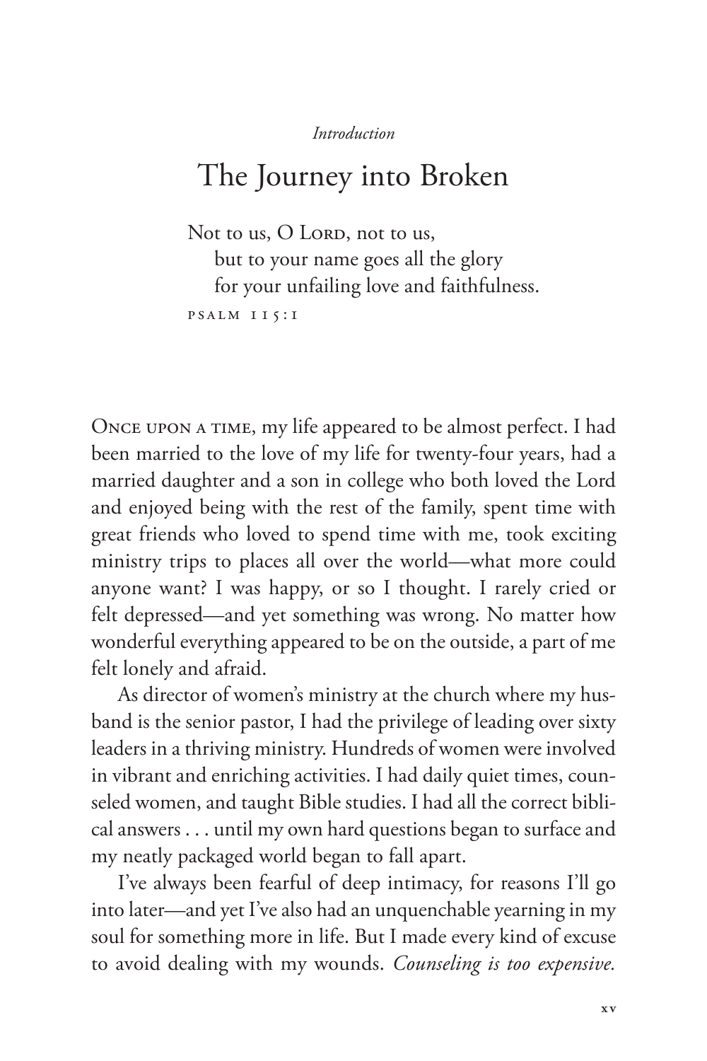*Introduction*

# The Journey into Broken

Not to us, O Lord, not to us,
 but to your name goes all the glory
 for your unfailing love and faithfulness.

Psalm 115:1

Once upon a time, my life appeared to be almost perfect. I had been married to the love of my life for twenty-four years, had a married daughter and a son in college who both loved the Lord and enjoyed being with the rest of the family, spent time with great friends who loved to spend time with me, took exciting ministry trips to places all over the world—what more could anyone want? I was happy, or so I thought. I rarely cried or felt depressed—and yet something was wrong. No matter how wonderful everything appeared to be on the outside, a part of me felt lonely and afraid.

As director of women's ministry at the church where my husband is the senior pastor, I had the privilege of leading over sixty leaders in a thriving ministry. Hundreds of women were involved in vibrant and enriching activities. I had daily quiet times, counseled women, and taught Bible studies. I had all the correct biblical answers . . . until my own hard questions began to surface and my neatly packaged world began to fall apart.

I've always been fearful of deep intimacy, for reasons I'll go into later—and yet I've also had an unquenchable yearning in my soul for something more in life. But I made every kind of excuse to avoid dealing with my wounds. *Counseling is too expensive.*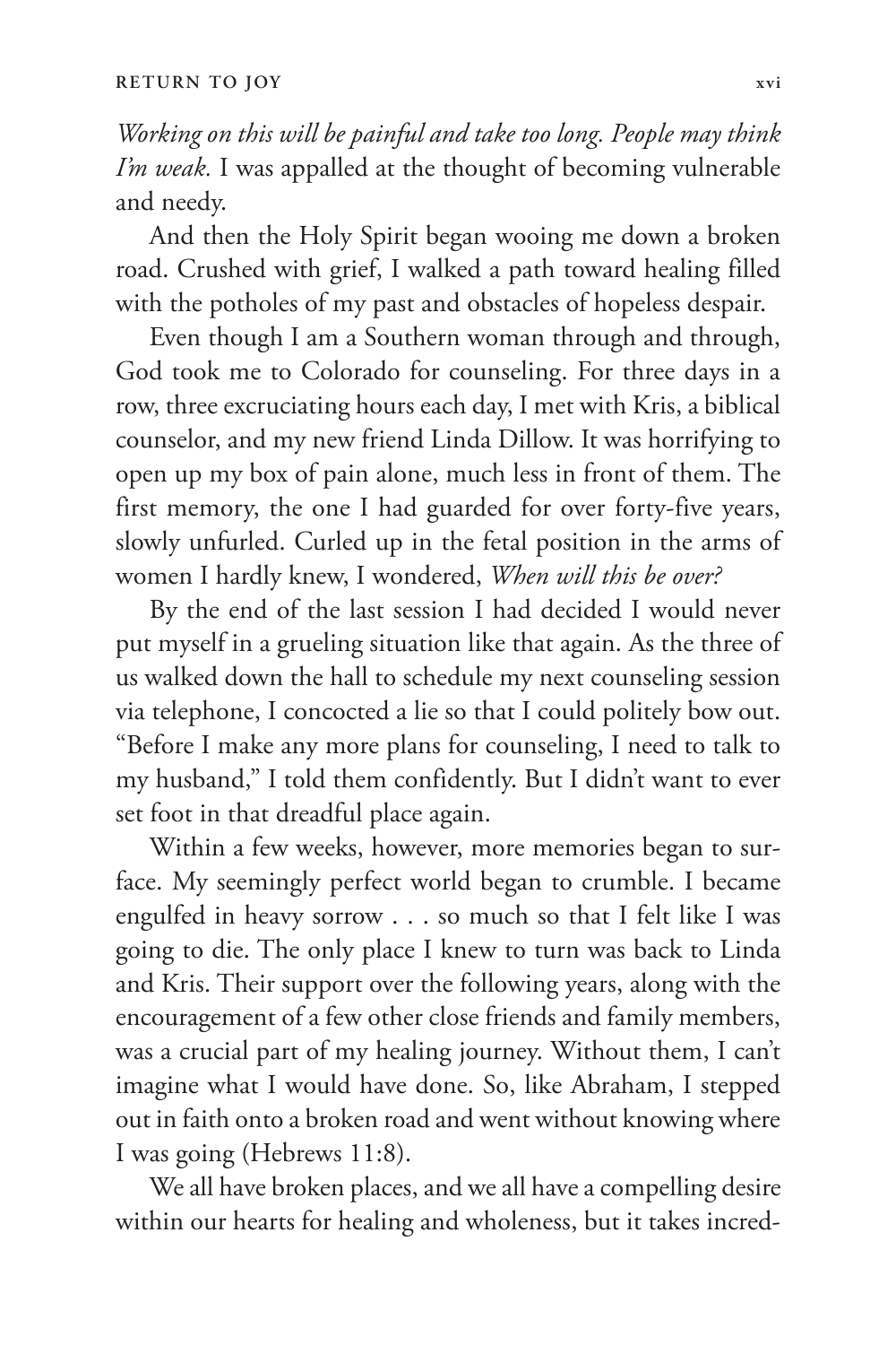*Working on this will be painful and take too long. People may think I'm weak.* I was appalled at the thought of becoming vulnerable and needy.

And then the Holy Spirit began wooing me down a broken road. Crushed with grief, I walked a path toward healing filled with the potholes of my past and obstacles of hopeless despair.

Even though I am a Southern woman through and through, God took me to Colorado for counseling. For three days in a row, three excruciating hours each day, I met with Kris, a biblical counselor, and my new friend Linda Dillow. It was horrifying to open up my box of pain alone, much less in front of them. The first memory, the one I had guarded for over forty-five years, slowly unfurled. Curled up in the fetal position in the arms of women I hardly knew, I wondered, *When will this be over?*

By the end of the last session I had decided I would never put myself in a grueling situation like that again. As the three of us walked down the hall to schedule my next counseling session via telephone, I concocted a lie so that I could politely bow out. "Before I make any more plans for counseling, I need to talk to my husband," I told them confidently. But I didn't want to ever set foot in that dreadful place again.

Within a few weeks, however, more memories began to surface. My seemingly perfect world began to crumble. I became engulfed in heavy sorrow . . . so much so that I felt like I was going to die. The only place I knew to turn was back to Linda and Kris. Their support over the following years, along with the encouragement of a few other close friends and family members, was a crucial part of my healing journey. Without them, I can't imagine what I would have done. So, like Abraham, I stepped out in faith onto a broken road and went without knowing where I was going (Hebrews 11:8).

We all have broken places, and we all have a compelling desire within our hearts for healing and wholeness, but it takes incred-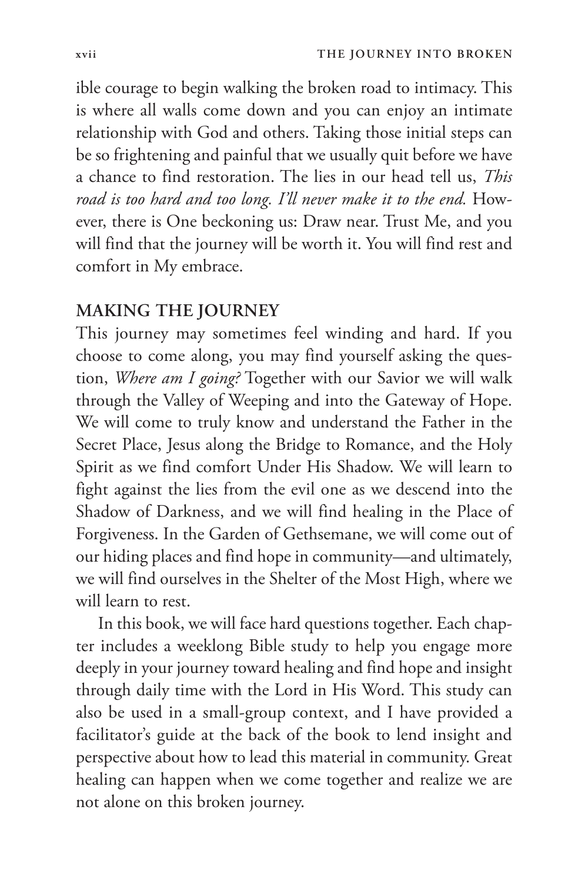ible courage to begin walking the broken road to intimacy. This is where all walls come down and you can enjoy an intimate relationship with God and others. Taking those initial steps can be so frightening and painful that we usually quit before we have a chance to find restoration. The lies in our head tell us, *This road is too hard and too long. I'll never make it to the end.* However, there is One beckoning us: Draw near. Trust Me, and you will find that the journey will be worth it. You will find rest and comfort in My embrace.

## MAKING THE JOURNEY

This journey may sometimes feel winding and hard. If you choose to come along, you may find yourself asking the question, *Where am I going?* Together with our Savior we will walk through the Valley of Weeping and into the Gateway of Hope. We will come to truly know and understand the Father in the Secret Place, Jesus along the Bridge to Romance, and the Holy Spirit as we find comfort Under His Shadow. We will learn to fight against the lies from the evil one as we descend into the Shadow of Darkness, and we will find healing in the Place of Forgiveness. In the Garden of Gethsemane, we will come out of our hiding places and find hope in community—and ultimately, we will find ourselves in the Shelter of the Most High, where we will learn to rest.

In this book, we will face hard questions together. Each chapter includes a weeklong Bible study to help you engage more deeply in your journey toward healing and find hope and insight through daily time with the Lord in His Word. This study can also be used in a small-group context, and I have provided a facilitator's guide at the back of the book to lend insight and perspective about how to lead this material in community. Great healing can happen when we come together and realize we are not alone on this broken journey.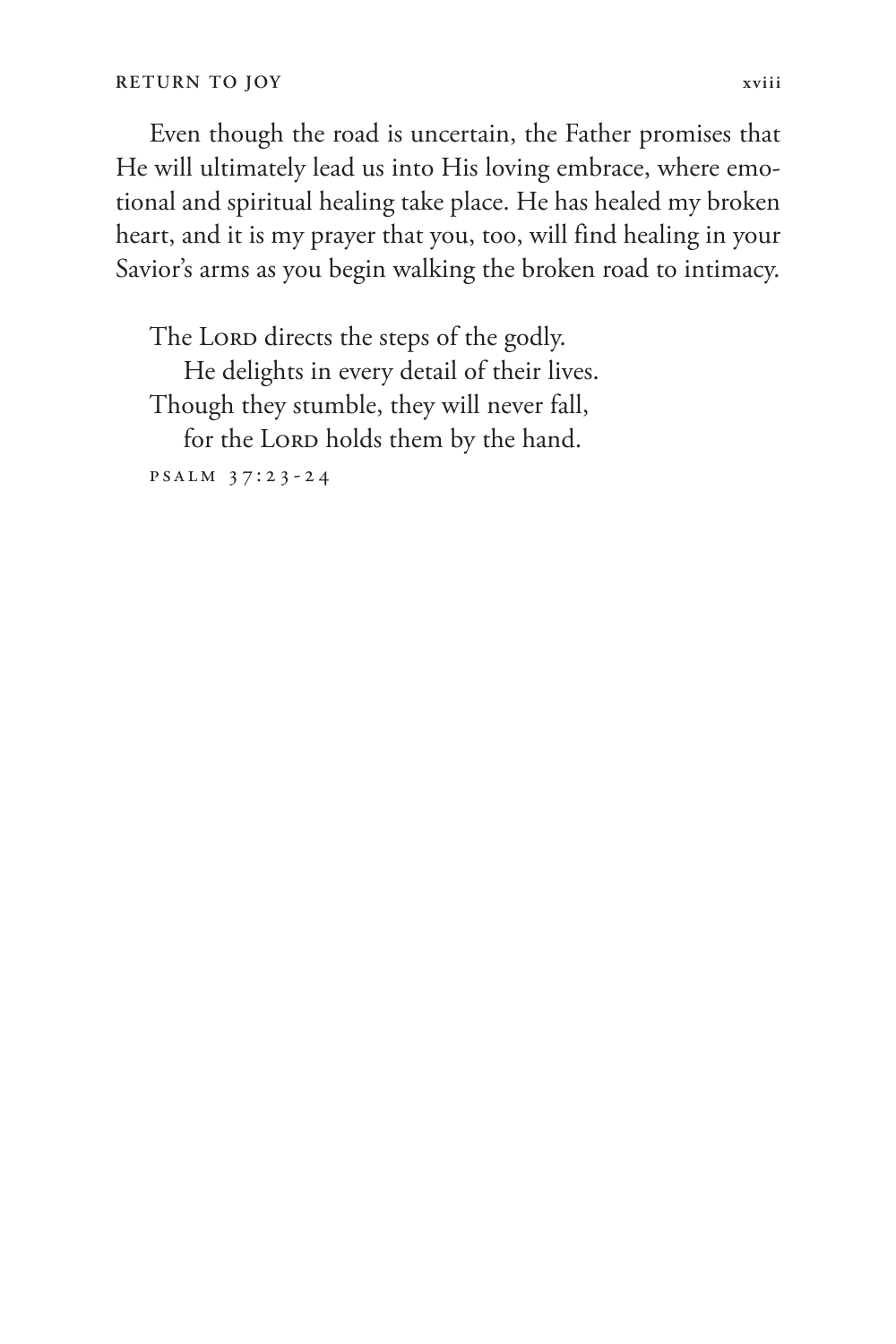Even though the road is uncertain, the Father promises that He will ultimately lead us into His loving embrace, where emotional and spiritual healing take place. He has healed my broken heart, and it is my prayer that you, too, will find healing in your Savior's arms as you begin walking the broken road to intimacy.

> The LORD directs the steps of the godly.
> He delights in every detail of their lives.
> Though they stumble, they will never fall,
> for the LORD holds them by the hand.
>
> PSALM 37:23-24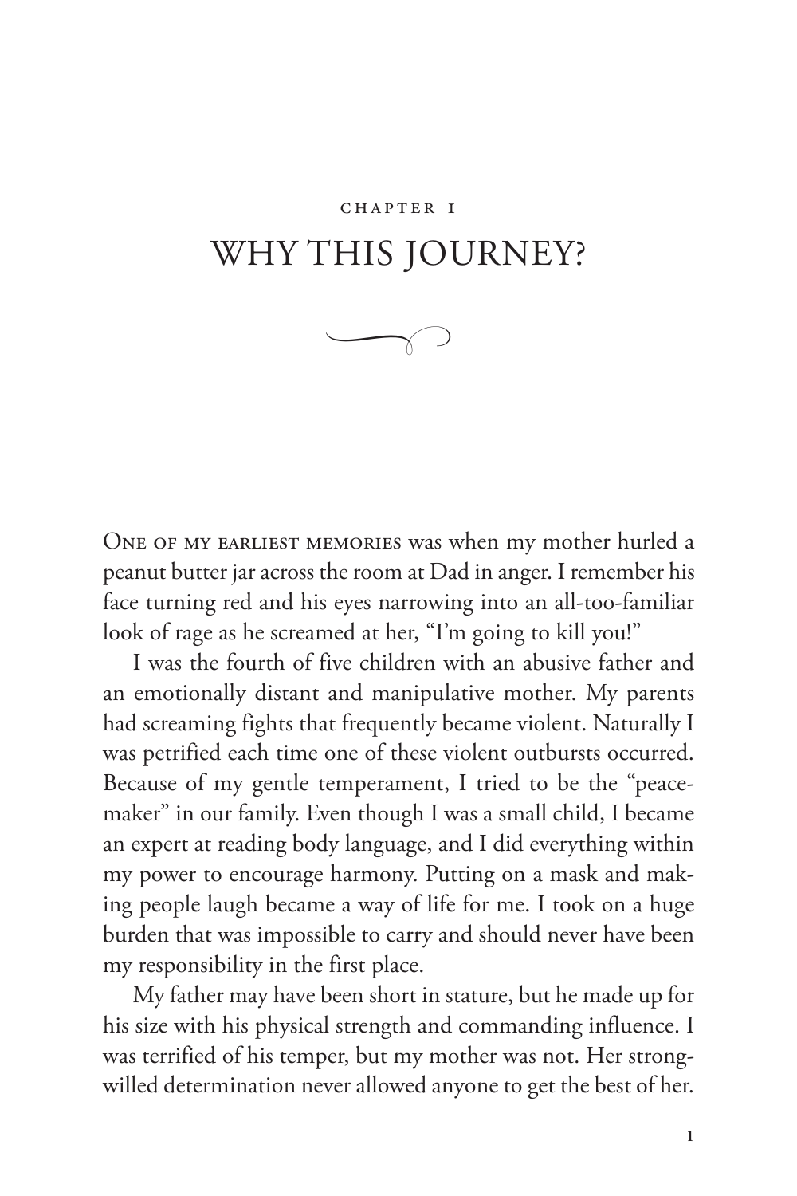CHAPTER 1

# WHY THIS JOURNEY?

One of my earliest memories was when my mother hurled a peanut butter jar across the room at Dad in anger. I remember his face turning red and his eyes narrowing into an all-too-familiar look of rage as he screamed at her, "I'm going to kill you!"

I was the fourth of five children with an abusive father and an emotionally distant and manipulative mother. My parents had screaming fights that frequently became violent. Naturally I was petrified each time one of these violent outbursts occurred. Because of my gentle temperament, I tried to be the "peacemaker" in our family. Even though I was a small child, I became an expert at reading body language, and I did everything within my power to encourage harmony. Putting on a mask and making people laugh became a way of life for me. I took on a huge burden that was impossible to carry and should never have been my responsibility in the first place.

My father may have been short in stature, but he made up for his size with his physical strength and commanding influence. I was terrified of his temper, but my mother was not. Her strong-willed determination never allowed anyone to get the best of her.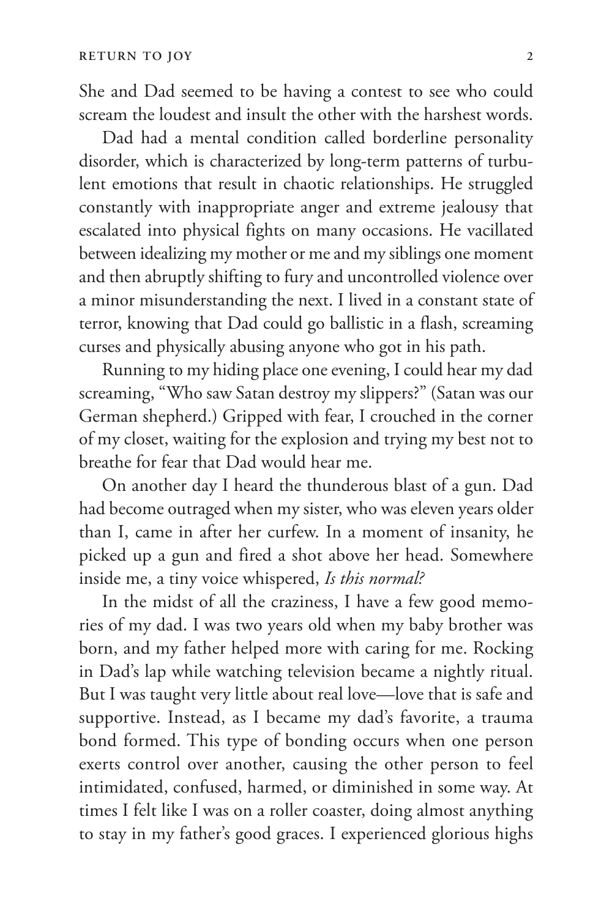She and Dad seemed to be having a contest to see who could scream the loudest and insult the other with the harshest words.

Dad had a mental condition called borderline personality disorder, which is characterized by long-term patterns of turbulent emotions that result in chaotic relationships. He struggled constantly with inappropriate anger and extreme jealousy that escalated into physical fights on many occasions. He vacillated between idealizing my mother or me and my siblings one moment and then abruptly shifting to fury and uncontrolled violence over a minor misunderstanding the next. I lived in a constant state of terror, knowing that Dad could go ballistic in a flash, screaming curses and physically abusing anyone who got in his path.

Running to my hiding place one evening, I could hear my dad screaming, "Who saw Satan destroy my slippers?" (Satan was our German shepherd.) Gripped with fear, I crouched in the corner of my closet, waiting for the explosion and trying my best not to breathe for fear that Dad would hear me.

On another day I heard the thunderous blast of a gun. Dad had become outraged when my sister, who was eleven years older than I, came in after her curfew. In a moment of insanity, he picked up a gun and fired a shot above her head. Somewhere inside me, a tiny voice whispered, *Is this normal?*

In the midst of all the craziness, I have a few good memories of my dad. I was two years old when my baby brother was born, and my father helped more with caring for me. Rocking in Dad's lap while watching television became a nightly ritual. But I was taught very little about real love—love that is safe and supportive. Instead, as I became my dad's favorite, a trauma bond formed. This type of bonding occurs when one person exerts control over another, causing the other person to feel intimidated, confused, harmed, or diminished in some way. At times I felt like I was on a roller coaster, doing almost anything to stay in my father's good graces. I experienced glorious highs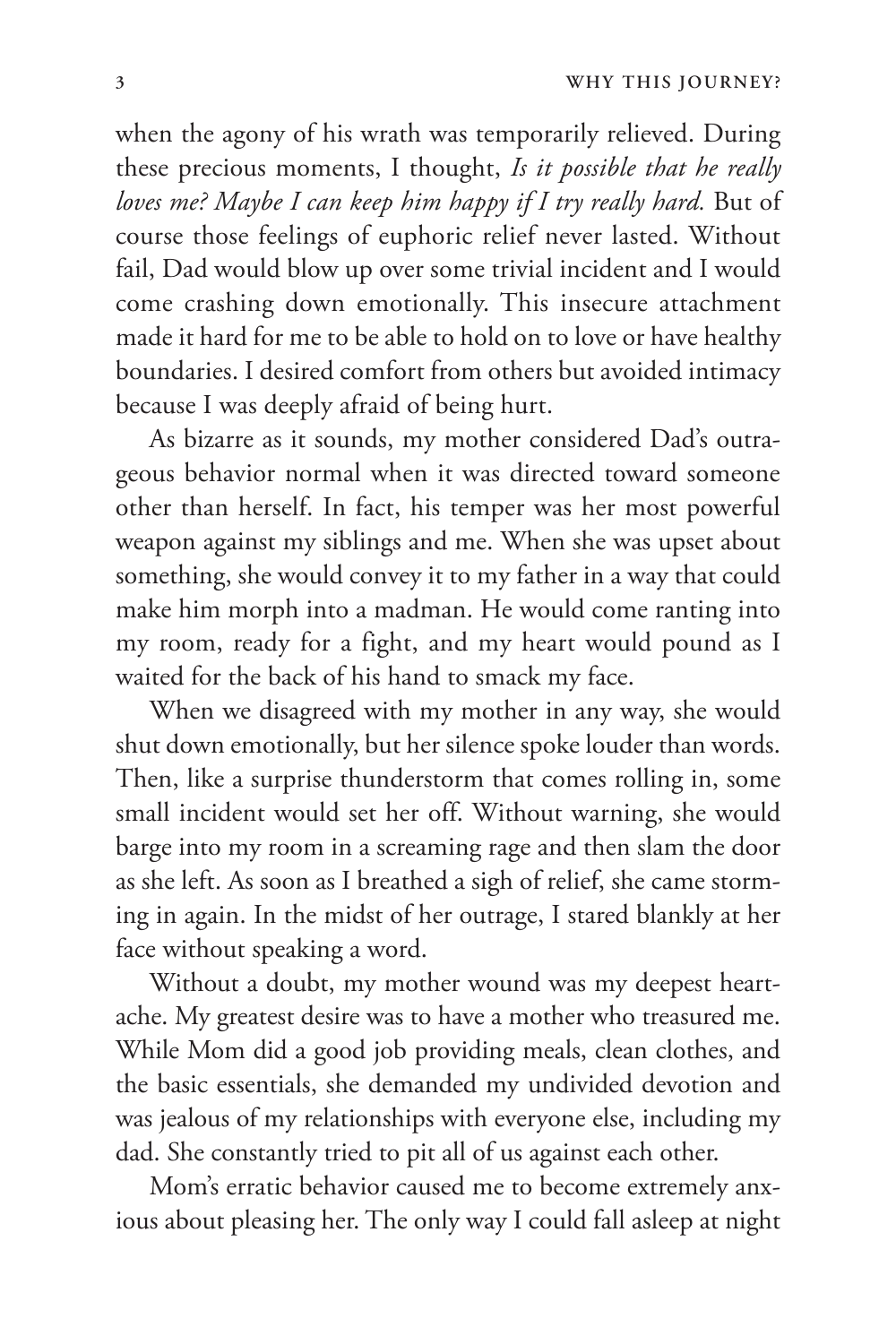when the agony of his wrath was temporarily relieved. During these precious moments, I thought, *Is it possible that he really loves me? Maybe I can keep him happy if I try really hard.* But of course those feelings of euphoric relief never lasted. Without fail, Dad would blow up over some trivial incident and I would come crashing down emotionally. This insecure attachment made it hard for me to be able to hold on to love or have healthy boundaries. I desired comfort from others but avoided intimacy because I was deeply afraid of being hurt.

As bizarre as it sounds, my mother considered Dad's outrageous behavior normal when it was directed toward someone other than herself. In fact, his temper was her most powerful weapon against my siblings and me. When she was upset about something, she would convey it to my father in a way that could make him morph into a madman. He would come ranting into my room, ready for a fight, and my heart would pound as I waited for the back of his hand to smack my face.

When we disagreed with my mother in any way, she would shut down emotionally, but her silence spoke louder than words. Then, like a surprise thunderstorm that comes rolling in, some small incident would set her off. Without warning, she would barge into my room in a screaming rage and then slam the door as she left. As soon as I breathed a sigh of relief, she came storming in again. In the midst of her outrage, I stared blankly at her face without speaking a word.

Without a doubt, my mother wound was my deepest heartache. My greatest desire was to have a mother who treasured me. While Mom did a good job providing meals, clean clothes, and the basic essentials, she demanded my undivided devotion and was jealous of my relationships with everyone else, including my dad. She constantly tried to pit all of us against each other.

Mom's erratic behavior caused me to become extremely anxious about pleasing her. The only way I could fall asleep at night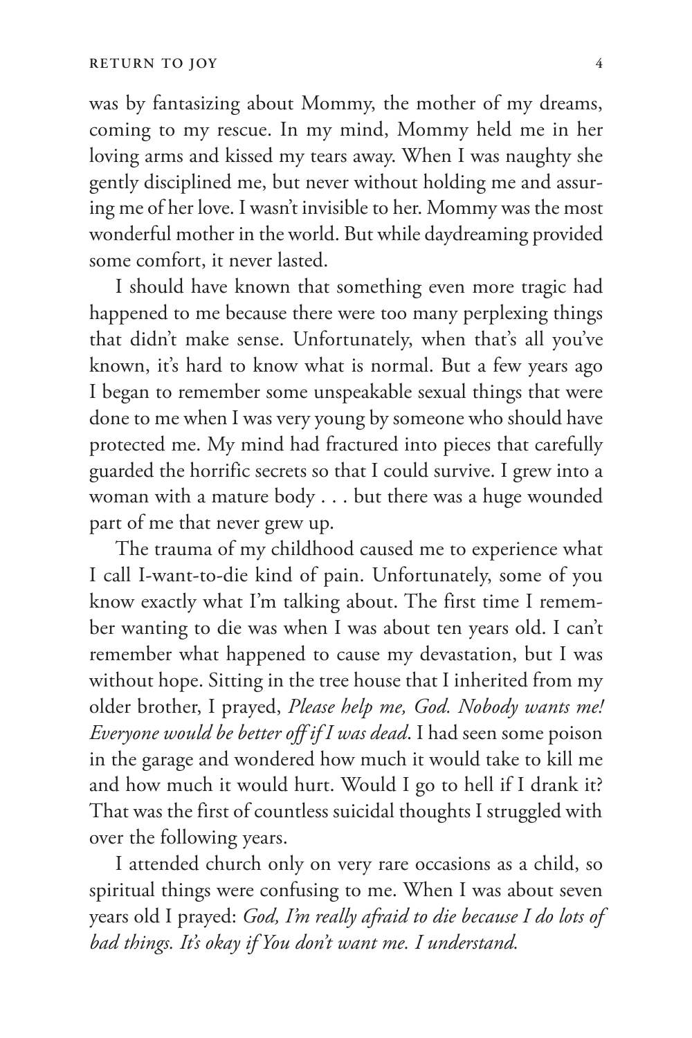was by fantasizing about Mommy, the mother of my dreams, coming to my rescue. In my mind, Mommy held me in her loving arms and kissed my tears away. When I was naughty she gently disciplined me, but never without holding me and assuring me of her love. I wasn't invisible to her. Mommy was the most wonderful mother in the world. But while daydreaming provided some comfort, it never lasted.

I should have known that something even more tragic had happened to me because there were too many perplexing things that didn't make sense. Unfortunately, when that's all you've known, it's hard to know what is normal. But a few years ago I began to remember some unspeakable sexual things that were done to me when I was very young by someone who should have protected me. My mind had fractured into pieces that carefully guarded the horrific secrets so that I could survive. I grew into a woman with a mature body . . . but there was a huge wounded part of me that never grew up.

The trauma of my childhood caused me to experience what I call I-want-to-die kind of pain. Unfortunately, some of you know exactly what I'm talking about. The first time I remember wanting to die was when I was about ten years old. I can't remember what happened to cause my devastation, but I was without hope. Sitting in the tree house that I inherited from my older brother, I prayed, *Please help me, God. Nobody wants me! Everyone would be better off if I was dead*. I had seen some poison in the garage and wondered how much it would take to kill me and how much it would hurt. Would I go to hell if I drank it? That was the first of countless suicidal thoughts I struggled with over the following years.

I attended church only on very rare occasions as a child, so spiritual things were confusing to me. When I was about seven years old I prayed: *God, I'm really afraid to die because I do lots of bad things. It's okay if You don't want me. I understand.*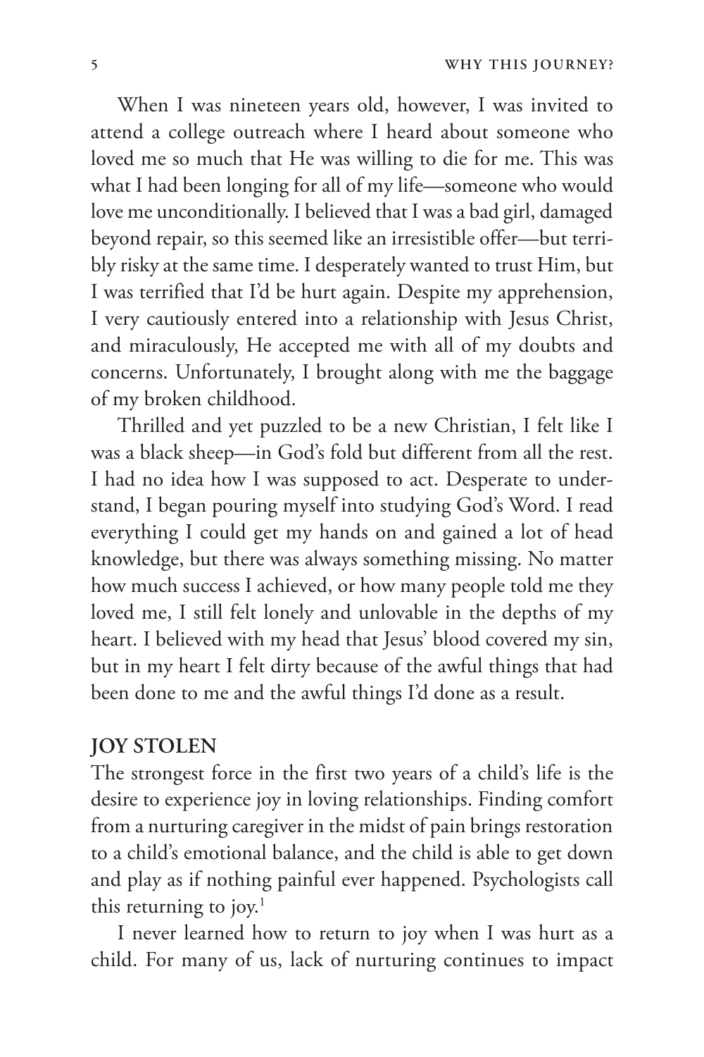When I was nineteen years old, however, I was invited to attend a college outreach where I heard about someone who loved me so much that He was willing to die for me. This was what I had been longing for all of my life—someone who would love me unconditionally. I believed that I was a bad girl, damaged beyond repair, so this seemed like an irresistible offer—but terribly risky at the same time. I desperately wanted to trust Him, but I was terrified that I'd be hurt again. Despite my apprehension, I very cautiously entered into a relationship with Jesus Christ, and miraculously, He accepted me with all of my doubts and concerns. Unfortunately, I brought along with me the baggage of my broken childhood.

Thrilled and yet puzzled to be a new Christian, I felt like I was a black sheep—in God's fold but different from all the rest. I had no idea how I was supposed to act. Desperate to understand, I began pouring myself into studying God's Word. I read everything I could get my hands on and gained a lot of head knowledge, but there was always something missing. No matter how much success I achieved, or how many people told me they loved me, I still felt lonely and unlovable in the depths of my heart. I believed with my head that Jesus' blood covered my sin, but in my heart I felt dirty because of the awful things that had been done to me and the awful things I'd done as a result.

## JOY STOLEN

The strongest force in the first two years of a child's life is the desire to experience joy in loving relationships. Finding comfort from a nurturing caregiver in the midst of pain brings restoration to a child's emotional balance, and the child is able to get down and play as if nothing painful ever happened. Psychologists call this returning to joy.[1]

I never learned how to return to joy when I was hurt as a child. For many of us, lack of nurturing continues to impact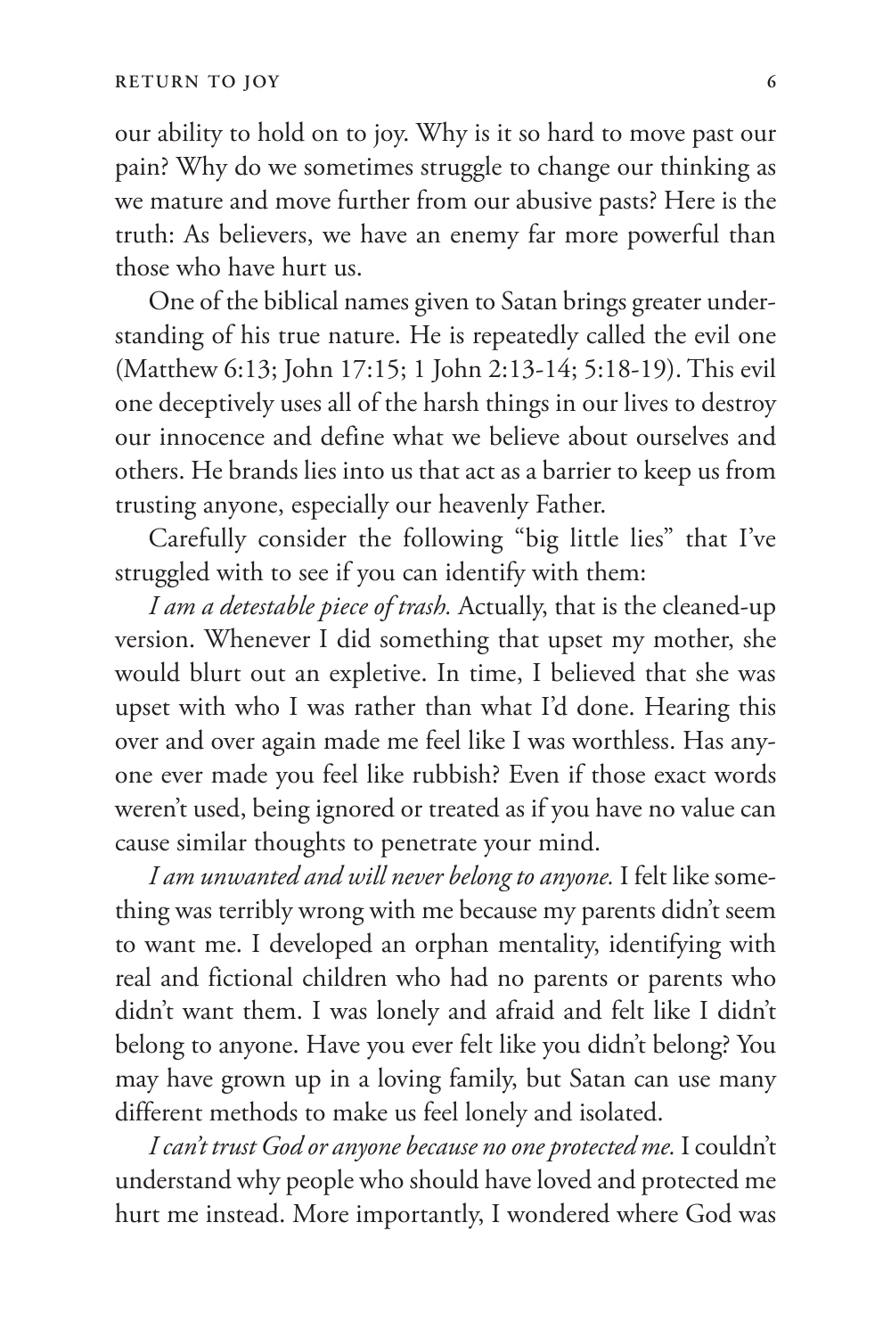our ability to hold on to joy. Why is it so hard to move past our pain? Why do we sometimes struggle to change our thinking as we mature and move further from our abusive pasts? Here is the truth: As believers, we have an enemy far more powerful than those who have hurt us.

One of the biblical names given to Satan brings greater understanding of his true nature. He is repeatedly called the evil one (Matthew 6:13; John 17:15; 1 John 2:13-14; 5:18-19). This evil one deceptively uses all of the harsh things in our lives to destroy our innocence and define what we believe about ourselves and others. He brands lies into us that act as a barrier to keep us from trusting anyone, especially our heavenly Father.

Carefully consider the following "big little lies" that I've struggled with to see if you can identify with them:

*I am a detestable piece of trash.* Actually, that is the cleaned-up version. Whenever I did something that upset my mother, she would blurt out an expletive. In time, I believed that she was upset with who I was rather than what I'd done. Hearing this over and over again made me feel like I was worthless. Has anyone ever made you feel like rubbish? Even if those exact words weren't used, being ignored or treated as if you have no value can cause similar thoughts to penetrate your mind.

*I am unwanted and will never belong to anyone.* I felt like something was terribly wrong with me because my parents didn't seem to want me. I developed an orphan mentality, identifying with real and fictional children who had no parents or parents who didn't want them. I was lonely and afraid and felt like I didn't belong to anyone. Have you ever felt like you didn't belong? You may have grown up in a loving family, but Satan can use many different methods to make us feel lonely and isolated.

*I can't trust God or anyone because no one protected me.* I couldn't understand why people who should have loved and protected me hurt me instead. More importantly, I wondered where God was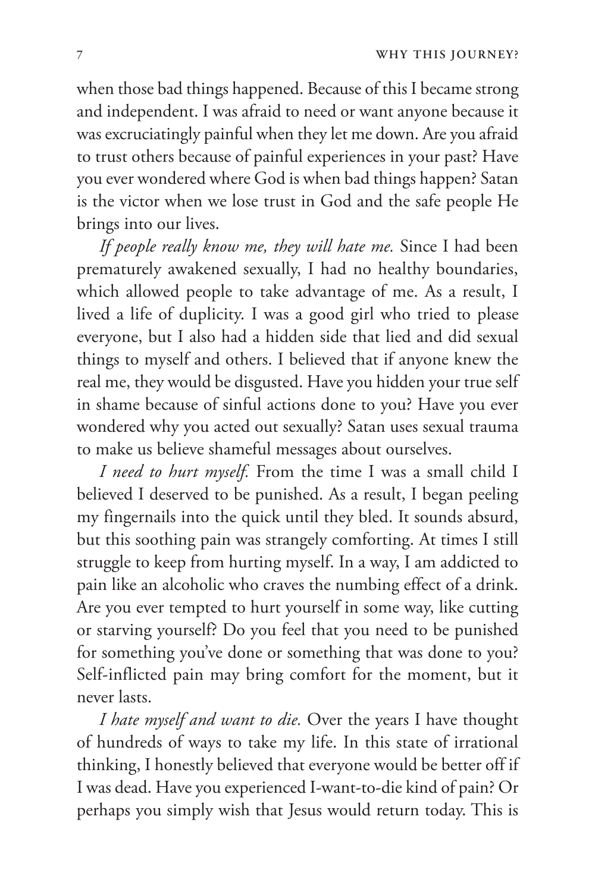when those bad things happened. Because of this I became strong and independent. I was afraid to need or want anyone because it was excruciatingly painful when they let me down. Are you afraid to trust others because of painful experiences in your past? Have you ever wondered where God is when bad things happen? Satan is the victor when we lose trust in God and the safe people He brings into our lives.

*If people really know me, they will hate me.* Since I had been prematurely awakened sexually, I had no healthy boundaries, which allowed people to take advantage of me. As a result, I lived a life of duplicity. I was a good girl who tried to please everyone, but I also had a hidden side that lied and did sexual things to myself and others. I believed that if anyone knew the real me, they would be disgusted. Have you hidden your true self in shame because of sinful actions done to you? Have you ever wondered why you acted out sexually? Satan uses sexual trauma to make us believe shameful messages about ourselves.

*I need to hurt myself.* From the time I was a small child I believed I deserved to be punished. As a result, I began peeling my fingernails into the quick until they bled. It sounds absurd, but this soothing pain was strangely comforting. At times I still struggle to keep from hurting myself. In a way, I am addicted to pain like an alcoholic who craves the numbing effect of a drink. Are you ever tempted to hurt yourself in some way, like cutting or starving yourself? Do you feel that you need to be punished for something you've done or something that was done to you? Self-inflicted pain may bring comfort for the moment, but it never lasts.

*I hate myself and want to die.* Over the years I have thought of hundreds of ways to take my life. In this state of irrational thinking, I honestly believed that everyone would be better off if I was dead. Have you experienced I-want-to-die kind of pain? Or perhaps you simply wish that Jesus would return today. This is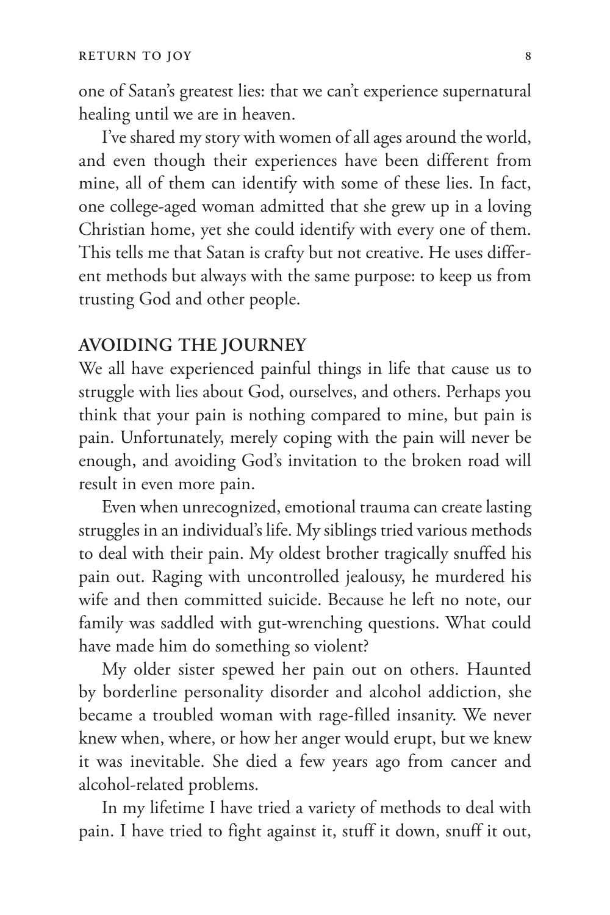one of Satan's greatest lies: that we can't experience supernatural healing until we are in heaven.

I've shared my story with women of all ages around the world, and even though their experiences have been different from mine, all of them can identify with some of these lies. In fact, one college-aged woman admitted that she grew up in a loving Christian home, yet she could identify with every one of them. This tells me that Satan is crafty but not creative. He uses different methods but always with the same purpose: to keep us from trusting God and other people.

## AVOIDING THE JOURNEY

We all have experienced painful things in life that cause us to struggle with lies about God, ourselves, and others. Perhaps you think that your pain is nothing compared to mine, but pain is pain. Unfortunately, merely coping with the pain will never be enough, and avoiding God's invitation to the broken road will result in even more pain.

Even when unrecognized, emotional trauma can create lasting struggles in an individual's life. My siblings tried various methods to deal with their pain. My oldest brother tragically snuffed his pain out. Raging with uncontrolled jealousy, he murdered his wife and then committed suicide. Because he left no note, our family was saddled with gut-wrenching questions. What could have made him do something so violent?

My older sister spewed her pain out on others. Haunted by borderline personality disorder and alcohol addiction, she became a troubled woman with rage-filled insanity. We never knew when, where, or how her anger would erupt, but we knew it was inevitable. She died a few years ago from cancer and alcohol-related problems.

In my lifetime I have tried a variety of methods to deal with pain. I have tried to fight against it, stuff it down, snuff it out,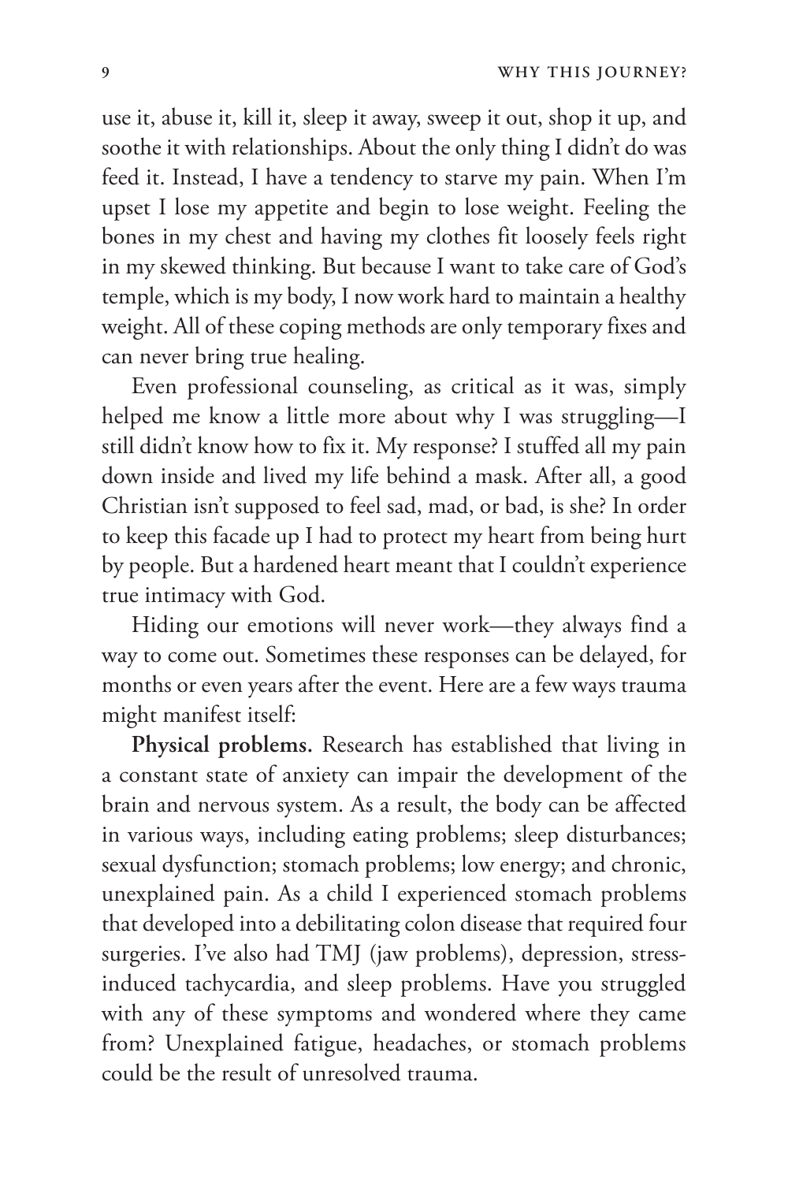use it, abuse it, kill it, sleep it away, sweep it out, shop it up, and soothe it with relationships. About the only thing I didn't do was feed it. Instead, I have a tendency to starve my pain. When I'm upset I lose my appetite and begin to lose weight. Feeling the bones in my chest and having my clothes fit loosely feels right in my skewed thinking. But because I want to take care of God's temple, which is my body, I now work hard to maintain a healthy weight. All of these coping methods are only temporary fixes and can never bring true healing.

Even professional counseling, as critical as it was, simply helped me know a little more about why I was struggling—I still didn't know how to fix it. My response? I stuffed all my pain down inside and lived my life behind a mask. After all, a good Christian isn't supposed to feel sad, mad, or bad, is she? In order to keep this facade up I had to protect my heart from being hurt by people. But a hardened heart meant that I couldn't experience true intimacy with God.

Hiding our emotions will never work—they always find a way to come out. Sometimes these responses can be delayed, for months or even years after the event. Here are a few ways trauma might manifest itself:

**Physical problems.** Research has established that living in a constant state of anxiety can impair the development of the brain and nervous system. As a result, the body can be affected in various ways, including eating problems; sleep disturbances; sexual dysfunction; stomach problems; low energy; and chronic, unexplained pain. As a child I experienced stomach problems that developed into a debilitating colon disease that required four surgeries. I've also had TMJ (jaw problems), depression, stress-induced tachycardia, and sleep problems. Have you struggled with any of these symptoms and wondered where they came from? Unexplained fatigue, headaches, or stomach problems could be the result of unresolved trauma.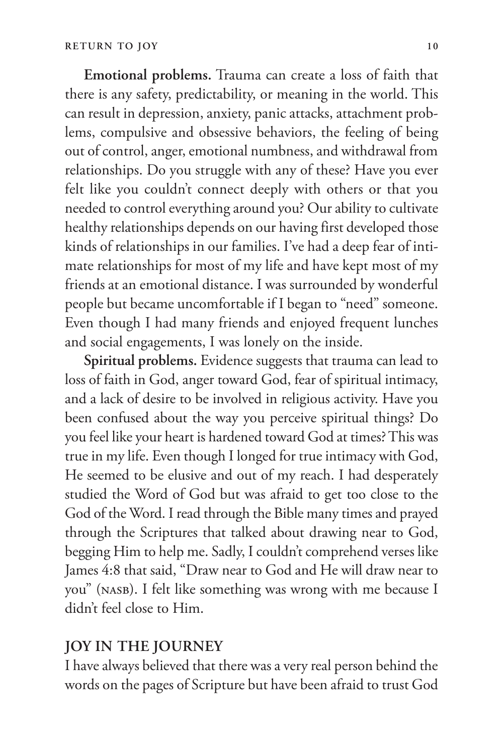**Emotional problems.** Trauma can create a loss of faith that there is any safety, predictability, or meaning in the world. This can result in depression, anxiety, panic attacks, attachment problems, compulsive and obsessive behaviors, the feeling of being out of control, anger, emotional numbness, and withdrawal from relationships. Do you struggle with any of these? Have you ever felt like you couldn't connect deeply with others or that you needed to control everything around you? Our ability to cultivate healthy relationships depends on our having first developed those kinds of relationships in our families. I've had a deep fear of intimate relationships for most of my life and have kept most of my friends at an emotional distance. I was surrounded by wonderful people but became uncomfortable if I began to "need" someone. Even though I had many friends and enjoyed frequent lunches and social engagements, I was lonely on the inside.

**Spiritual problems.** Evidence suggests that trauma can lead to loss of faith in God, anger toward God, fear of spiritual intimacy, and a lack of desire to be involved in religious activity. Have you been confused about the way you perceive spiritual things? Do you feel like your heart is hardened toward God at times? This was true in my life. Even though I longed for true intimacy with God, He seemed to be elusive and out of my reach. I had desperately studied the Word of God but was afraid to get too close to the God of the Word. I read through the Bible many times and prayed through the Scriptures that talked about drawing near to God, begging Him to help me. Sadly, I couldn't comprehend verses like James 4:8 that said, "Draw near to God and He will draw near to you" (NASB). I felt like something was wrong with me because I didn't feel close to Him.

## JOY IN THE JOURNEY

I have always believed that there was a very real person behind the words on the pages of Scripture but have been afraid to trust God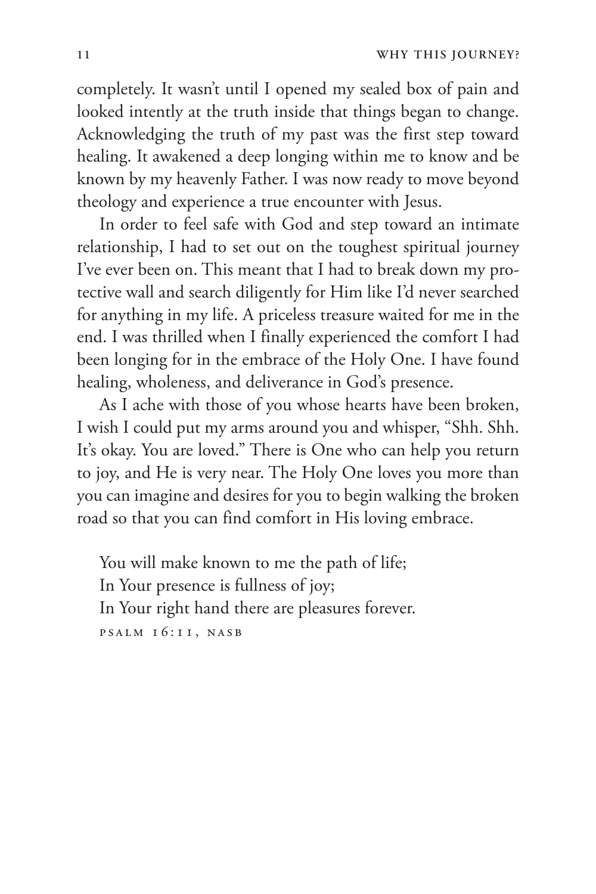completely. It wasn't until I opened my sealed box of pain and looked intently at the truth inside that things began to change. Acknowledging the truth of my past was the first step toward healing. It awakened a deep longing within me to know and be known by my heavenly Father. I was now ready to move beyond theology and experience a true encounter with Jesus.

In order to feel safe with God and step toward an intimate relationship, I had to set out on the toughest spiritual journey I've ever been on. This meant that I had to break down my protective wall and search diligently for Him like I'd never searched for anything in my life. A priceless treasure waited for me in the end. I was thrilled when I finally experienced the comfort I had been longing for in the embrace of the Holy One. I have found healing, wholeness, and deliverance in God's presence.

As I ache with those of you whose hearts have been broken, I wish I could put my arms around you and whisper, "Shh. Shh. It's okay. You are loved." There is One who can help you return to joy, and He is very near. The Holy One loves you more than you can imagine and desires for you to begin walking the broken road so that you can find comfort in His loving embrace.

> You will make known to me the path of life;
> In Your presence is fullness of joy;
> In Your right hand there are pleasures forever.
> PSALM 16:11, NASB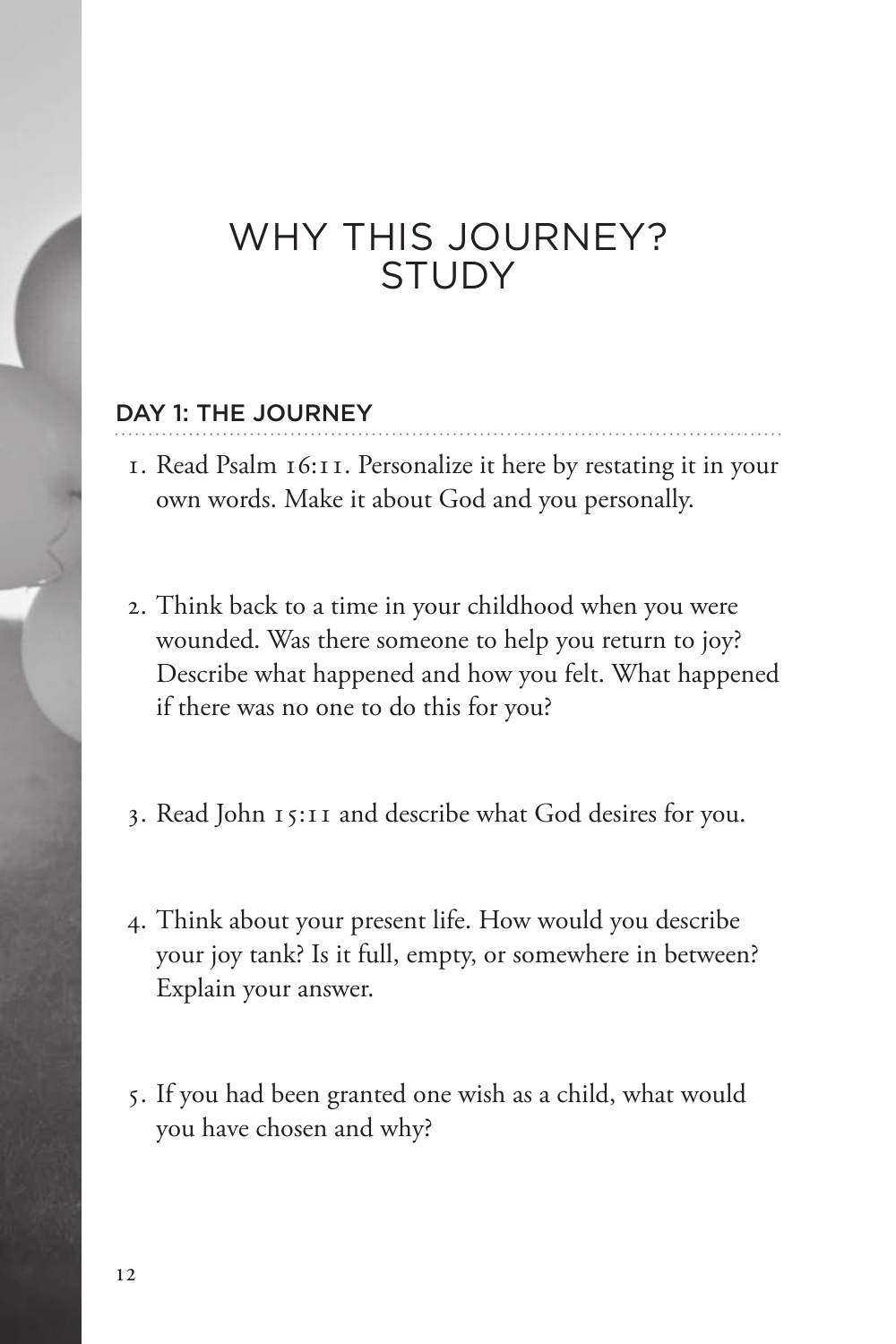# WHY THIS JOURNEY? STUDY

## DAY 1: THE JOURNEY

1. Read Psalm 16:11. Personalize it here by restating it in your own words. Make it about God and you personally.

2. Think back to a time in your childhood when you were wounded. Was there someone to help you return to joy? Describe what happened and how you felt. What happened if there was no one to do this for you?

3. Read John 15:11 and describe what God desires for you.

4. Think about your present life. How would you describe your joy tank? Is it full, empty, or somewhere in between? Explain your answer.

5. If you had been granted one wish as a child, what would you have chosen and why?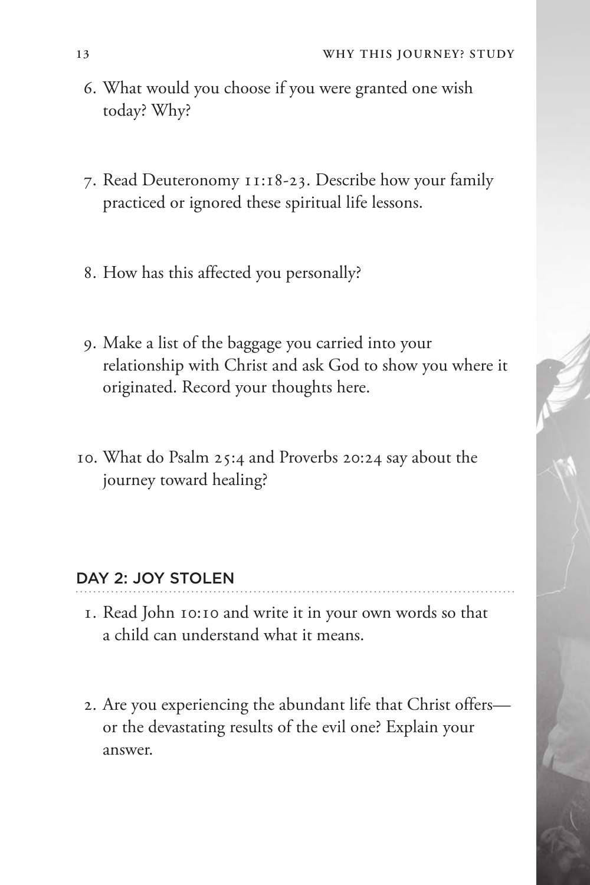6. What would you choose if you were granted one wish today? Why?

7. Read Deuteronomy 11:18-23. Describe how your family practiced or ignored these spiritual life lessons.

8. How has this affected you personally?

9. Make a list of the baggage you carried into your relationship with Christ and ask God to show you where it originated. Record your thoughts here.

10. What do Psalm 25:4 and Proverbs 20:24 say about the journey toward healing?

## DAY 2: JOY STOLEN

1. Read John 10:10 and write it in your own words so that a child can understand what it means.

2. Are you experiencing the abundant life that Christ offers—or the devastating results of the evil one? Explain your answer.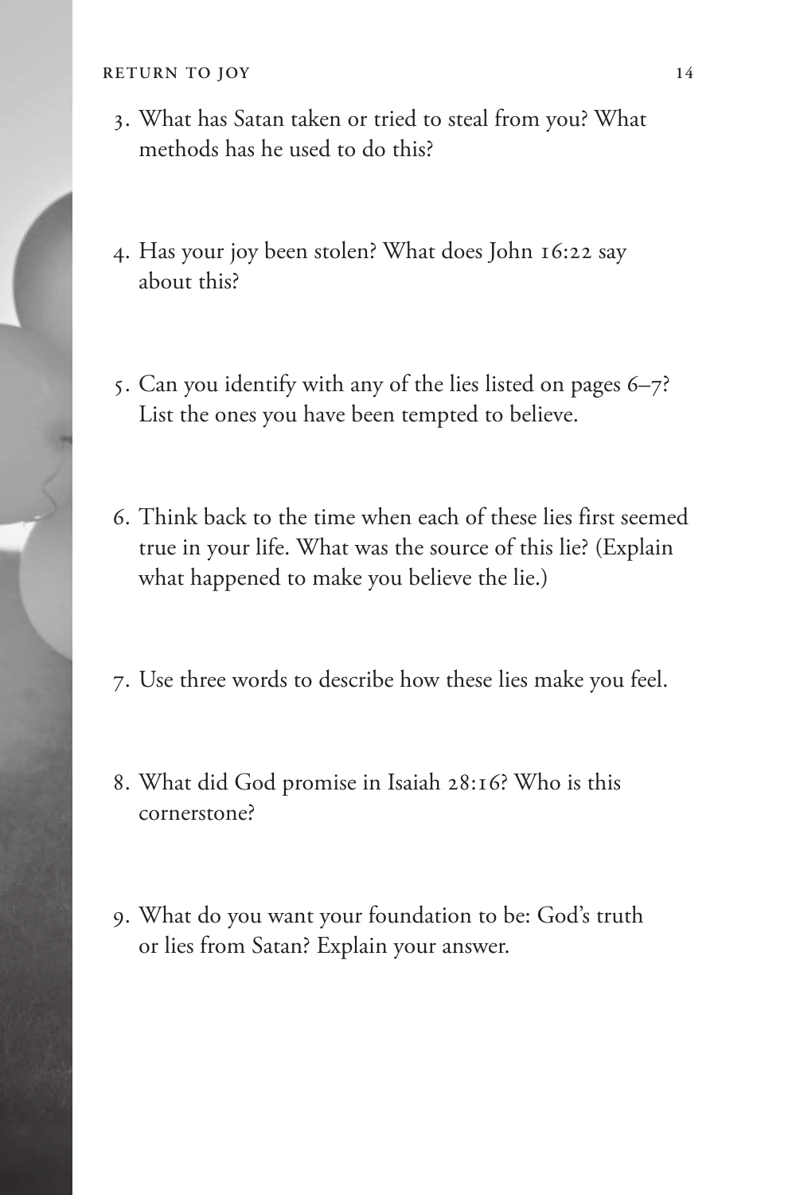3. What has Satan taken or tried to steal from you? What methods has he used to do this?

4. Has your joy been stolen? What does John 16:22 say about this?

5. Can you identify with any of the lies listed on pages 6–7? List the ones you have been tempted to believe.

6. Think back to the time when each of these lies first seemed true in your life. What was the source of this lie? (Explain what happened to make you believe the lie.)

7. Use three words to describe how these lies make you feel.

8. What did God promise in Isaiah 28:16? Who is this cornerstone?

9. What do you want your foundation to be: God's truth or lies from Satan? Explain your answer.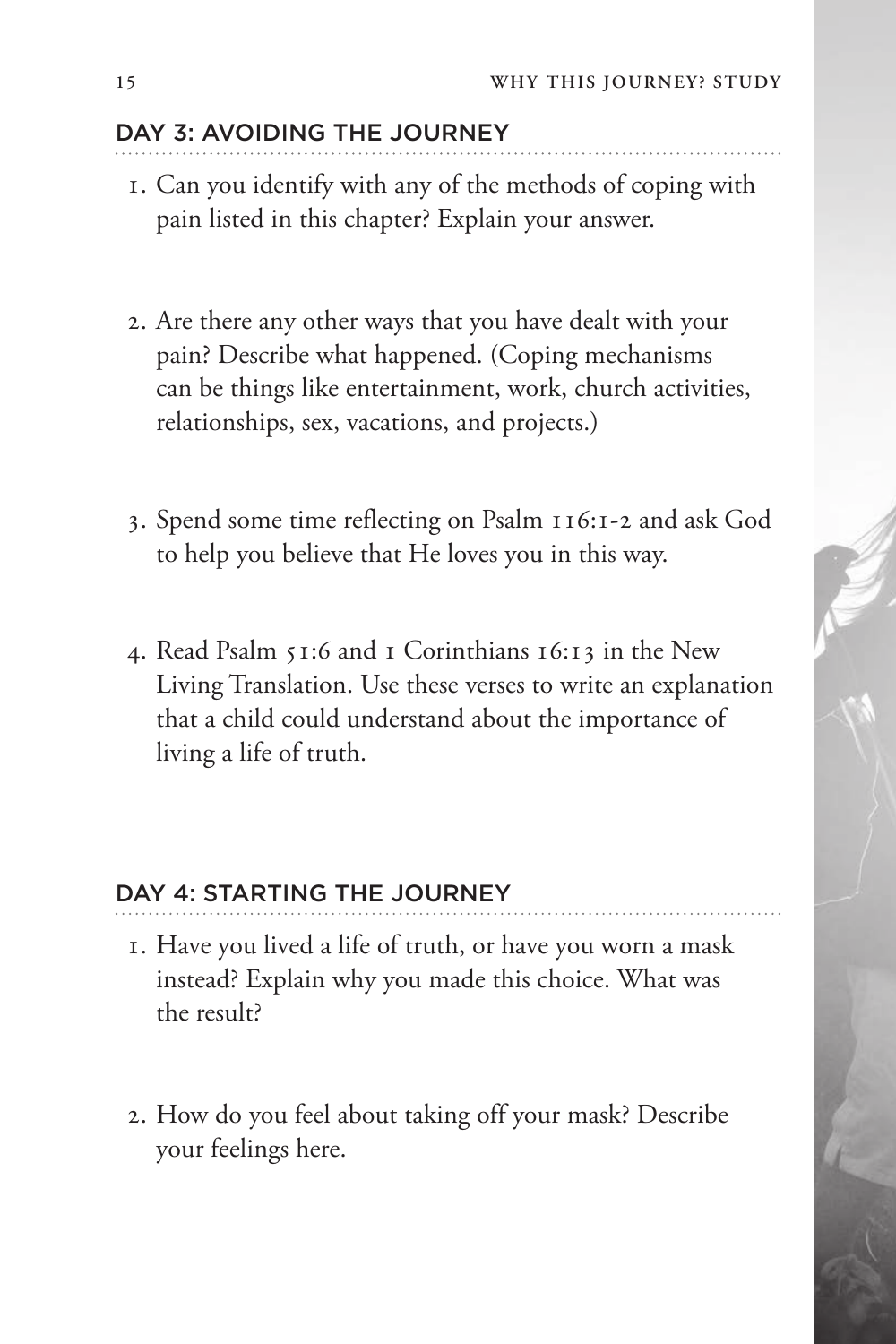## DAY 3: AVOIDING THE JOURNEY

1. Can you identify with any of the methods of coping with pain listed in this chapter? Explain your answer.

2. Are there any other ways that you have dealt with your pain? Describe what happened. (Coping mechanisms can be things like entertainment, work, church activities, relationships, sex, vacations, and projects.)

3. Spend some time reflecting on Psalm 116:1-2 and ask God to help you believe that He loves you in this way.

4. Read Psalm 51:6 and 1 Corinthians 16:13 in the New Living Translation. Use these verses to write an explanation that a child could understand about the importance of living a life of truth.

## DAY 4: STARTING THE JOURNEY

1. Have you lived a life of truth, or have you worn a mask instead? Explain why you made this choice. What was the result?

2. How do you feel about taking off your mask? Describe your feelings here.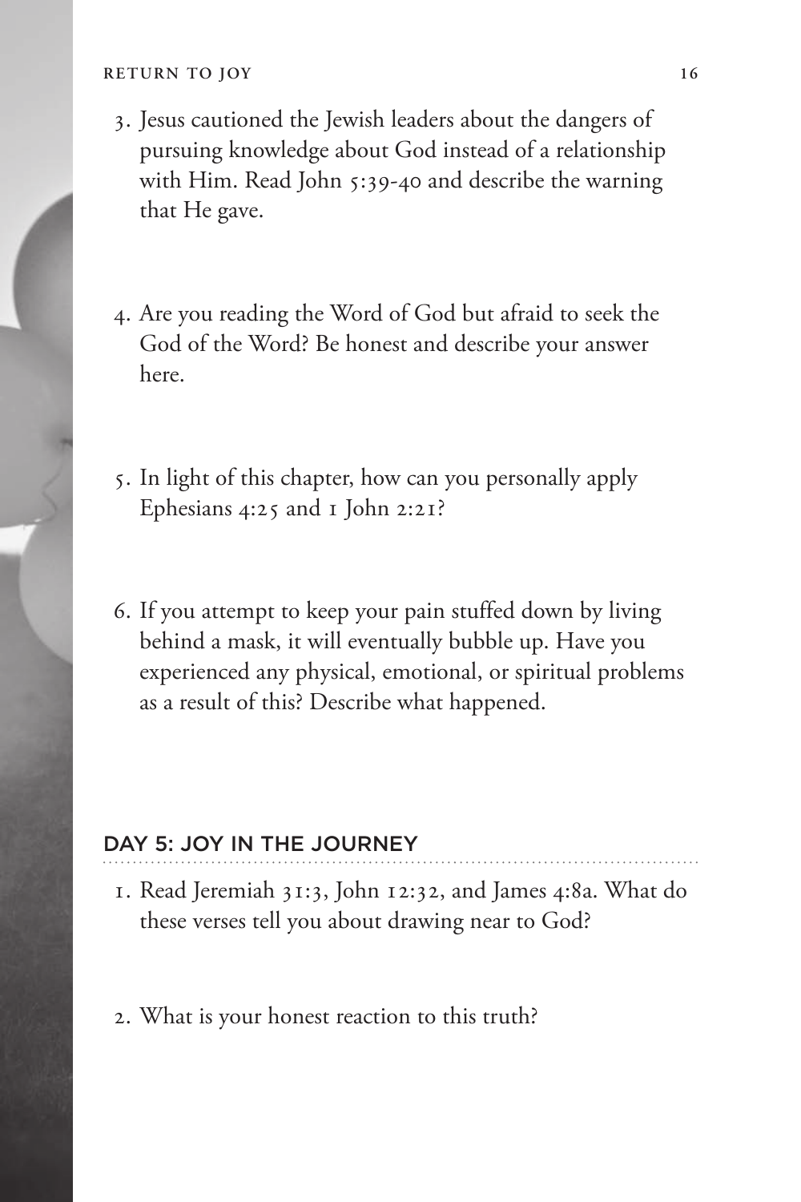3. Jesus cautioned the Jewish leaders about the dangers of pursuing knowledge about God instead of a relationship with Him. Read John 5:39-40 and describe the warning that He gave.

4. Are you reading the Word of God but afraid to seek the God of the Word? Be honest and describe your answer here.

5. In light of this chapter, how can you personally apply Ephesians 4:25 and 1 John 2:21?

6. If you attempt to keep your pain stuffed down by living behind a mask, it will eventually bubble up. Have you experienced any physical, emotional, or spiritual problems as a result of this? Describe what happened.

## DAY 5: JOY IN THE JOURNEY

1. Read Jeremiah 31:3, John 12:32, and James 4:8a. What do these verses tell you about drawing near to God?

2. What is your honest reaction to this truth?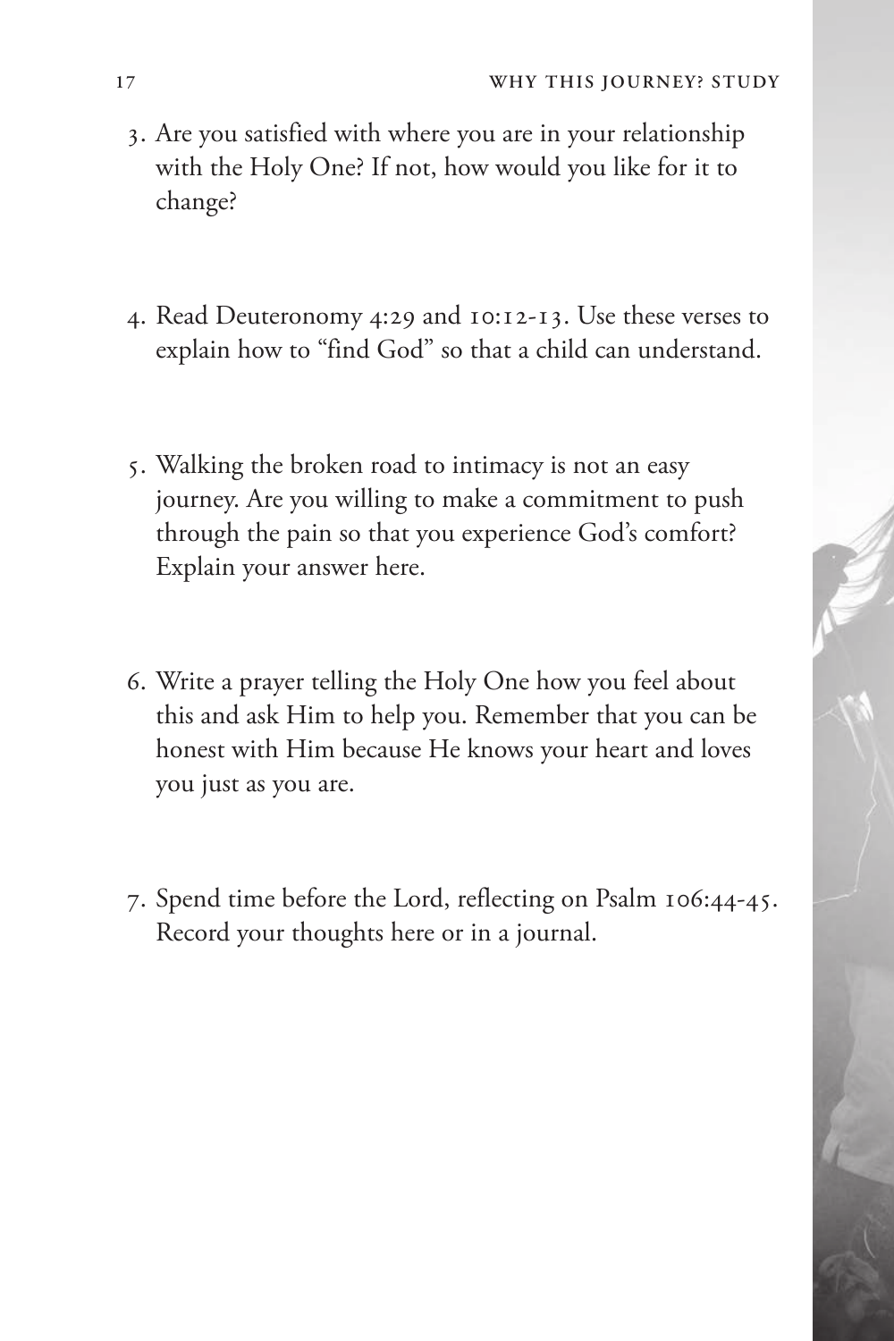3. Are you satisfied with where you are in your relationship with the Holy One? If not, how would you like for it to change?

4. Read Deuteronomy 4:29 and 10:12-13. Use these verses to explain how to "find God" so that a child can understand.

5. Walking the broken road to intimacy is not an easy journey. Are you willing to make a commitment to push through the pain so that you experience God's comfort? Explain your answer here.

6. Write a prayer telling the Holy One how you feel about this and ask Him to help you. Remember that you can be honest with Him because He knows your heart and loves you just as you are.

7. Spend time before the Lord, reflecting on Psalm 106:44-45. Record your thoughts here or in a journal.